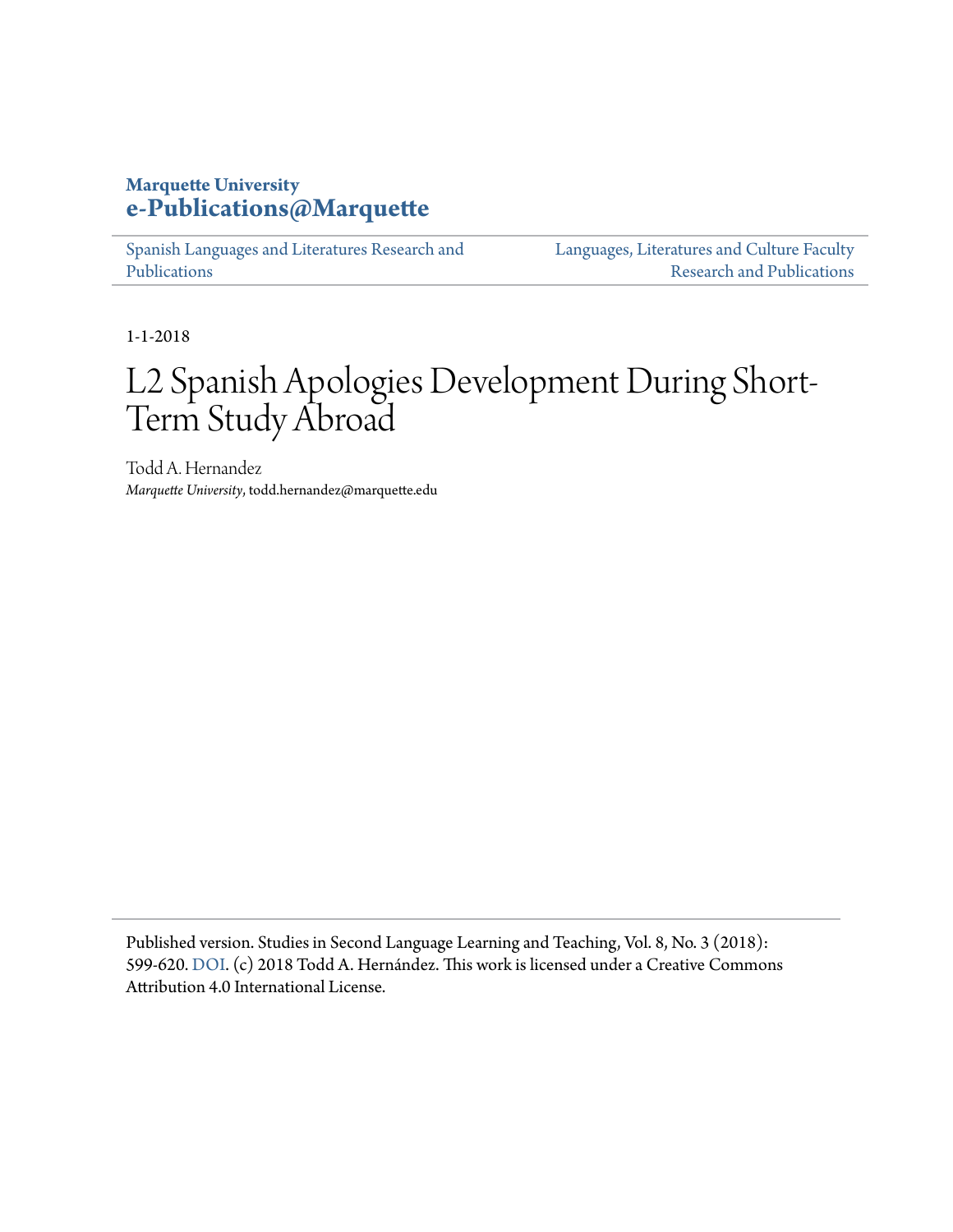**Marquette University**
**e-Publications@Marquette**

Spanish Languages and Literatures Research and Publications | Languages, Literatures and Culture Faculty Research and Publications

1-1-2018

# L2 Spanish Apologies Development During Short-Term Study Abroad

Todd A. Hernandez
*Marquette University*, todd.hernandez@marquette.edu

Published version. Studies in Second Language Learning and Teaching, Vol. 8, No. 3 (2018): 599-620. DOI. (c) 2018 Todd A. Hernández. This work is licensed under a Creative Commons Attribution 4.0 International License.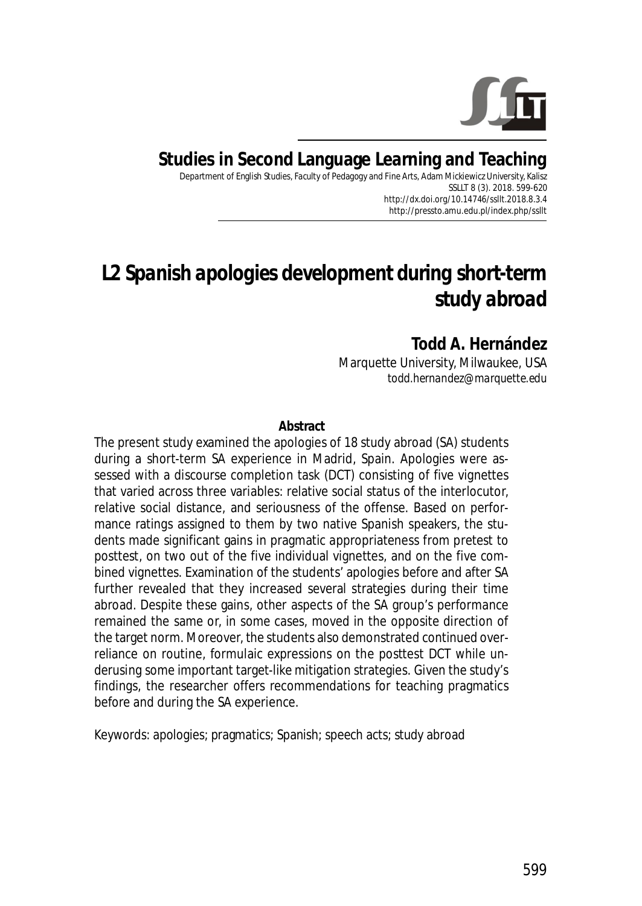# Studies in Second Language Learning and Teaching

Department of English Studies, Faculty of Pedagogy and Fine Arts, Adam Mickiewicz University, Kalisz
SSLLT 8 (3). 2018. 599-620
http://dx.doi.org/10.14746/ssllt.2018.8.3.4
http://pressto.amu.edu.pl/index.php/ssllt

# L2 Spanish apologies development during short-term study abroad

**Todd A. Hernández**
Marquette University, Milwaukee, USA
*todd.hernandez@marquette.edu*

**Abstract**

The present study examined the apologies of 18 study abroad (SA) students during a short-term SA experience in Madrid, Spain. Apologies were assessed with a discourse completion task (DCT) consisting of five vignettes that varied across three variables: relative social status of the interlocutor, relative social distance, and seriousness of the offense. Based on performance ratings assigned to them by two native Spanish speakers, the students made significant gains in pragmatic appropriateness from pretest to posttest, on two out of the five individual vignettes, and on the five combined vignettes. Examination of the students' apologies before and after SA further revealed that they increased several strategies during their time abroad. Despite these gains, other aspects of the SA group's performance remained the same or, in some cases, moved in the opposite direction of the target norm. Moreover, the students also demonstrated continued over-reliance on routine, formulaic expressions on the posttest DCT while underusing some important target-like mitigation strategies. Given the study's findings, the researcher offers recommendations for teaching pragmatics before and during the SA experience.

Keywords: apologies; pragmatics; Spanish; speech acts; study abroad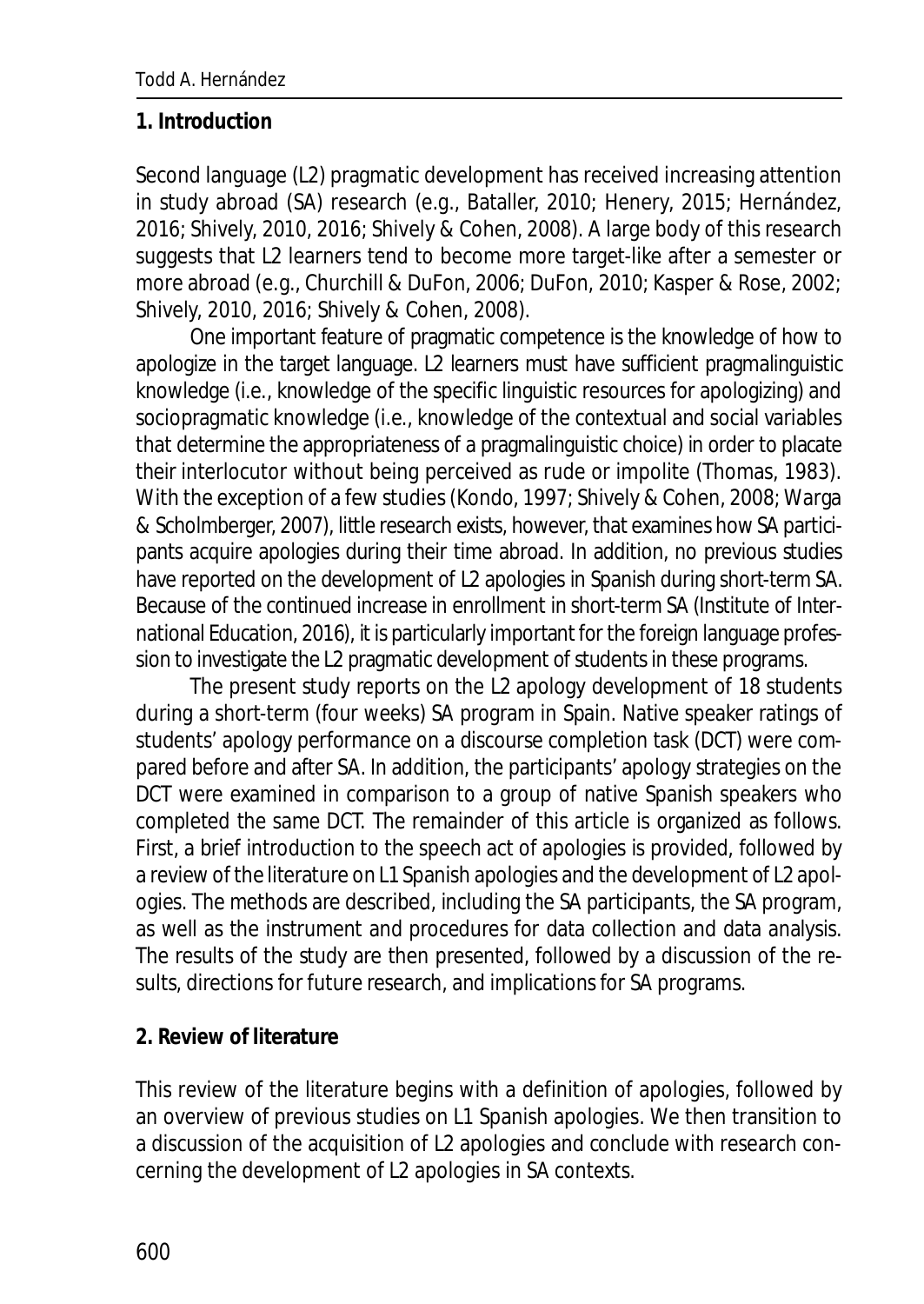## 1. Introduction

Second language (L2) pragmatic development has received increasing attention in study abroad (SA) research (e.g., Bataller, 2010; Henery, 2015; Hernández, 2016; Shively, 2010, 2016; Shively & Cohen, 2008). A large body of this research suggests that L2 learners tend to become more target-like after a semester or more abroad (e.g., Churchill & DuFon, 2006; DuFon, 2010; Kasper & Rose, 2002; Shively, 2010, 2016; Shively & Cohen, 2008).

One important feature of pragmatic competence is the knowledge of how to apologize in the target language. L2 learners must have sufficient pragmalinguistic knowledge (i.e., knowledge of the specific linguistic resources for apologizing) and sociopragmatic knowledge (i.e., knowledge of the contextual and social variables that determine the appropriateness of a pragmalinguistic choice) in order to placate their interlocutor without being perceived as rude or impolite (Thomas, 1983). With the exception of a few studies (Kondo, 1997; Shively & Cohen, 2008; Warga & Scholmberger, 2007), little research exists, however, that examines how SA participants acquire apologies during their time abroad. In addition, no previous studies have reported on the development of L2 apologies in Spanish during short-term SA. Because of the continued increase in enrollment in short-term SA (Institute of International Education, 2016), it is particularly important for the foreign language profession to investigate the L2 pragmatic development of students in these programs.

The present study reports on the L2 apology development of 18 students during a short-term (four weeks) SA program in Spain. Native speaker ratings of students' apology performance on a discourse completion task (DCT) were compared before and after SA. In addition, the participants' apology strategies on the DCT were examined in comparison to a group of native Spanish speakers who completed the same DCT. The remainder of this article is organized as follows. First, a brief introduction to the speech act of apologies is provided, followed by a review of the literature on L1 Spanish apologies and the development of L2 apologies. The methods are described, including the SA participants, the SA program, as well as the instrument and procedures for data collection and data analysis. The results of the study are then presented, followed by a discussion of the results, directions for future research, and implications for SA programs.

## 2. Review of literature

This review of the literature begins with a definition of apologies, followed by an overview of previous studies on L1 Spanish apologies. We then transition to a discussion of the acquisition of L2 apologies and conclude with research concerning the development of L2 apologies in SA contexts.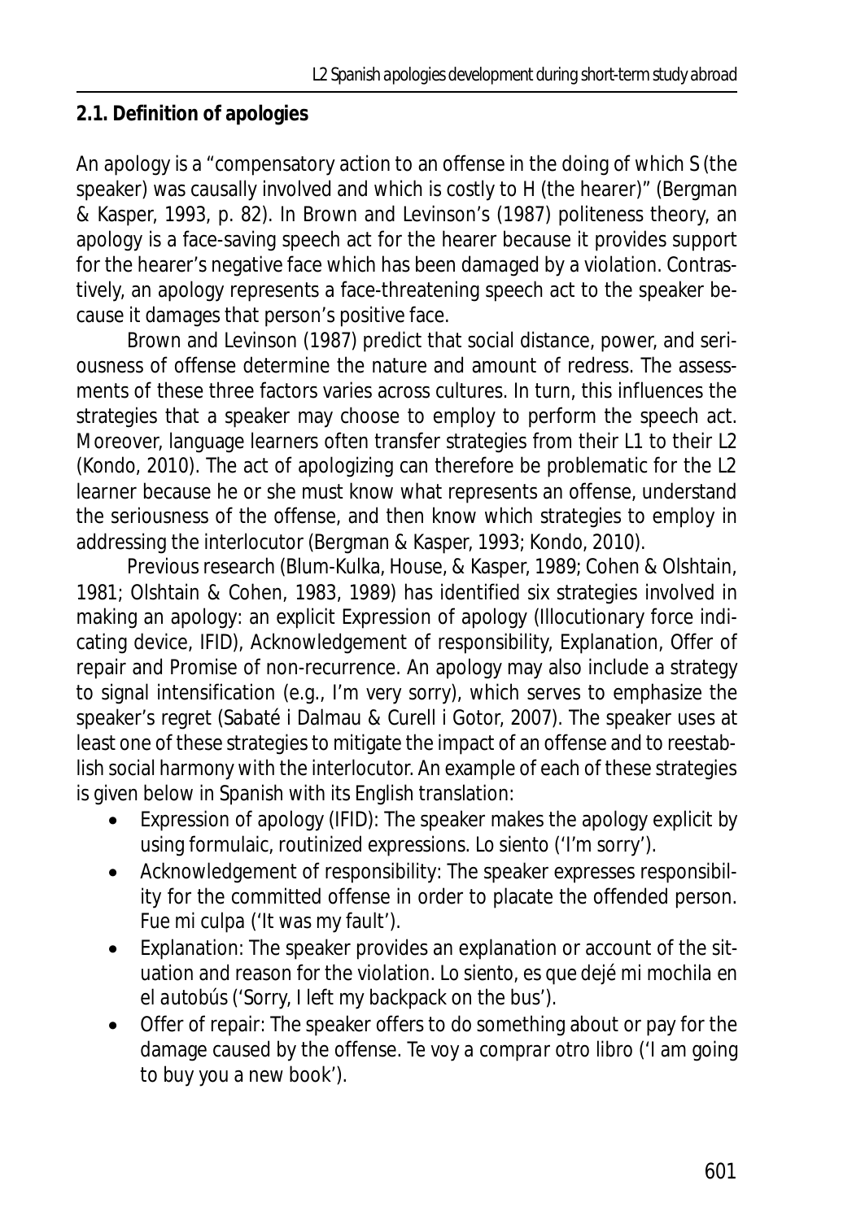### 2.1. Definition of apologies

An apology is a "compensatory action to an offense in the doing of which S (the speaker) was causally involved and which is costly to H (the hearer)" (Bergman & Kasper, 1993, p. 82). In Brown and Levinson's (1987) politeness theory, an apology is a face-saving speech act for the hearer because it provides support for the hearer's negative face which has been damaged by a violation. Contrastively, an apology represents a face-threatening speech act to the speaker because it damages that person's positive face.

Brown and Levinson (1987) predict that social distance, power, and seriousness of offense determine the nature and amount of redress. The assessments of these three factors varies across cultures. In turn, this influences the strategies that a speaker may choose to employ to perform the speech act. Moreover, language learners often transfer strategies from their L1 to their L2 (Kondo, 2010). The act of apologizing can therefore be problematic for the L2 learner because he or she must know what represents an offense, understand the seriousness of the offense, and then know which strategies to employ in addressing the interlocutor (Bergman & Kasper, 1993; Kondo, 2010).

Previous research (Blum-Kulka, House, & Kasper, 1989; Cohen & Olshtain, 1981; Olshtain & Cohen, 1983, 1989) has identified six strategies involved in making an apology: an explicit Expression of apology (Illocutionary force indicating device, IFID), Acknowledgement of responsibility, Explanation, Offer of repair and Promise of non-recurrence. An apology may also include a strategy to signal intensification (e.g., I'm very sorry), which serves to emphasize the speaker's regret (Sabaté i Dalmau & Curell i Gotor, 2007). The speaker uses at least one of these strategies to mitigate the impact of an offense and to reestablish social harmony with the interlocutor. An example of each of these strategies is given below in Spanish with its English translation:

- Expression of apology (IFID): The speaker makes the apology explicit by using formulaic, routinized expressions. *Lo siento* ('I'm sorry').
- Acknowledgement of responsibility: The speaker expresses responsibility for the committed offense in order to placate the offended person. *Fue mi culpa* ('It was my fault').
- Explanation: The speaker provides an explanation or account of the situation and reason for the violation. *Lo siento, es que dejé mi mochila en el autobús* ('Sorry, I left my backpack on the bus').
- Offer of repair: The speaker offers to do something about or pay for the damage caused by the offense. *Te voy a comprar otro libro* ('I am going to buy you a new book').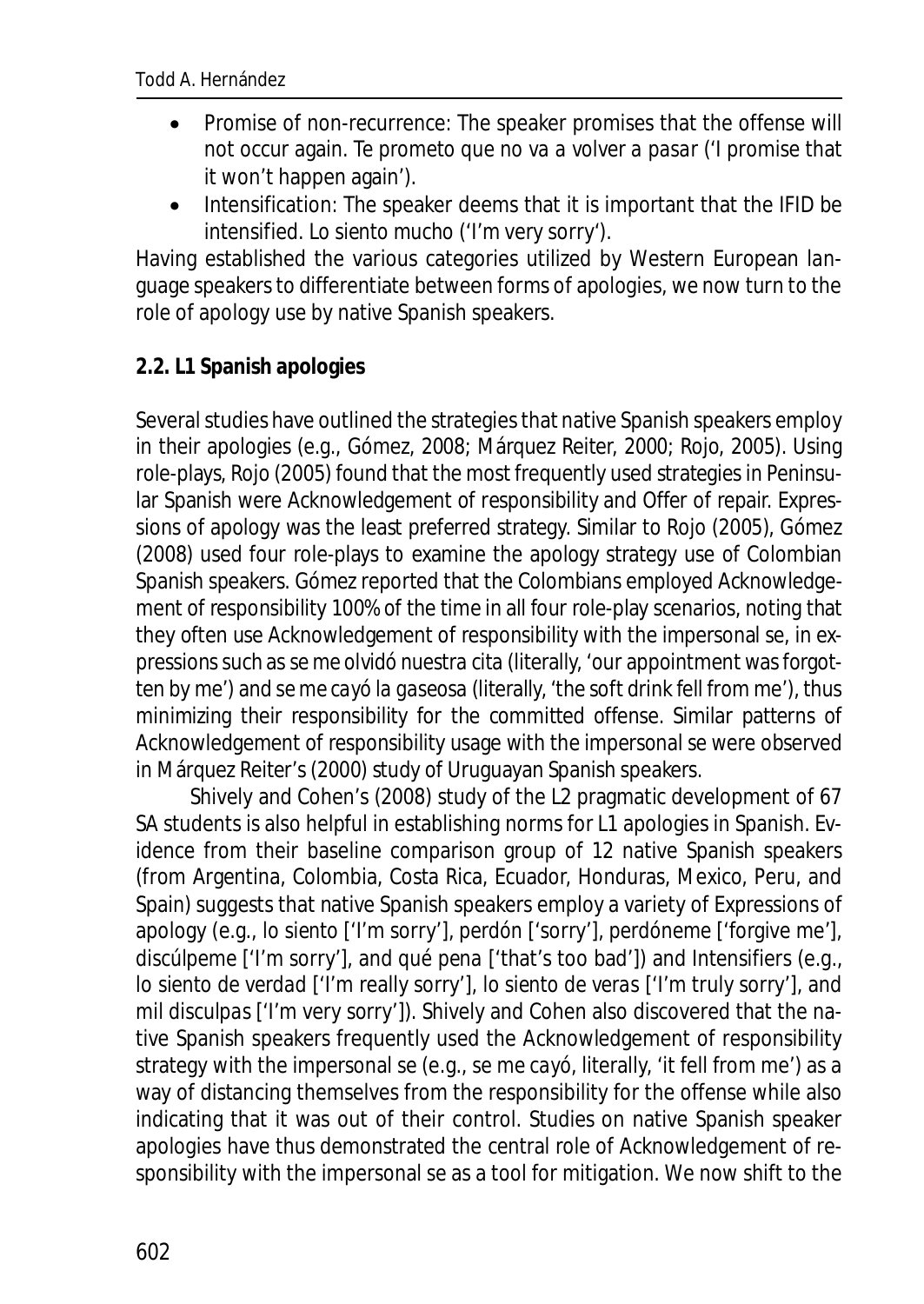- Promise of non-recurrence: The speaker promises that the offense will not occur again. *Te prometo que no va a volver a pasar* ('I promise that it won't happen again').
- Intensification: The speaker deems that it is important that the IFID be intensified. *Lo siento mucho* ('I'm very sorry').

Having established the various categories utilized by Western European language speakers to differentiate between forms of apologies, we now turn to the role of apology use by native Spanish speakers.

**2.2. L1 Spanish apologies**

Several studies have outlined the strategies that native Spanish speakers employ in their apologies (e.g., Gómez, 2008; Márquez Reiter, 2000; Rojo, 2005). Using role-plays, Rojo (2005) found that the most frequently used strategies in Peninsular Spanish were Acknowledgement of responsibility and Offer of repair. Expressions of apology was the least preferred strategy. Similar to Rojo (2005), Gómez (2008) used four role-plays to examine the apology strategy use of Colombian Spanish speakers. Gómez reported that the Colombians employed Acknowledgement of responsibility 100% of the time in all four role-play scenarios, noting that they often use Acknowledgement of responsibility with the impersonal *se*, in expressions such as *se me olvidó nuestra cita* (literally, 'our appointment was forgotten by me') and *se me cayó la gaseosa* (literally, 'the soft drink fell from me'), thus minimizing their responsibility for the committed offense. Similar patterns of Acknowledgement of responsibility usage with the impersonal *se* were observed in Márquez Reiter's (2000) study of Uruguayan Spanish speakers.

Shively and Cohen's (2008) study of the L2 pragmatic development of 67 SA students is also helpful in establishing norms for L1 apologies in Spanish. Evidence from their baseline comparison group of 12 native Spanish speakers (from Argentina, Colombia, Costa Rica, Ecuador, Honduras, Mexico, Peru, and Spain) suggests that native Spanish speakers employ a variety of Expressions of apology (e.g., *lo siento* ['I'm sorry'], *perdón* ['sorry'], *perdóneme* ['forgive me'], *discúlpeme* ['I'm sorry'], and *qué pena* ['that's too bad']) and Intensifiers (e.g., *lo siento de verdad* ['I'm really sorry'], *lo siento de veras* ['I'm truly sorry'], and *mil disculpas* ['I'm very sorry']). Shively and Cohen also discovered that the native Spanish speakers frequently used the Acknowledgement of responsibility strategy with the impersonal *se* (e.g., *se me cayó*, literally, 'it fell from me') as a way of distancing themselves from the responsibility for the offense while also indicating that it was out of their control. Studies on native Spanish speaker apologies have thus demonstrated the central role of Acknowledgement of responsibility with the impersonal *se* as a tool for mitigation. We now shift to the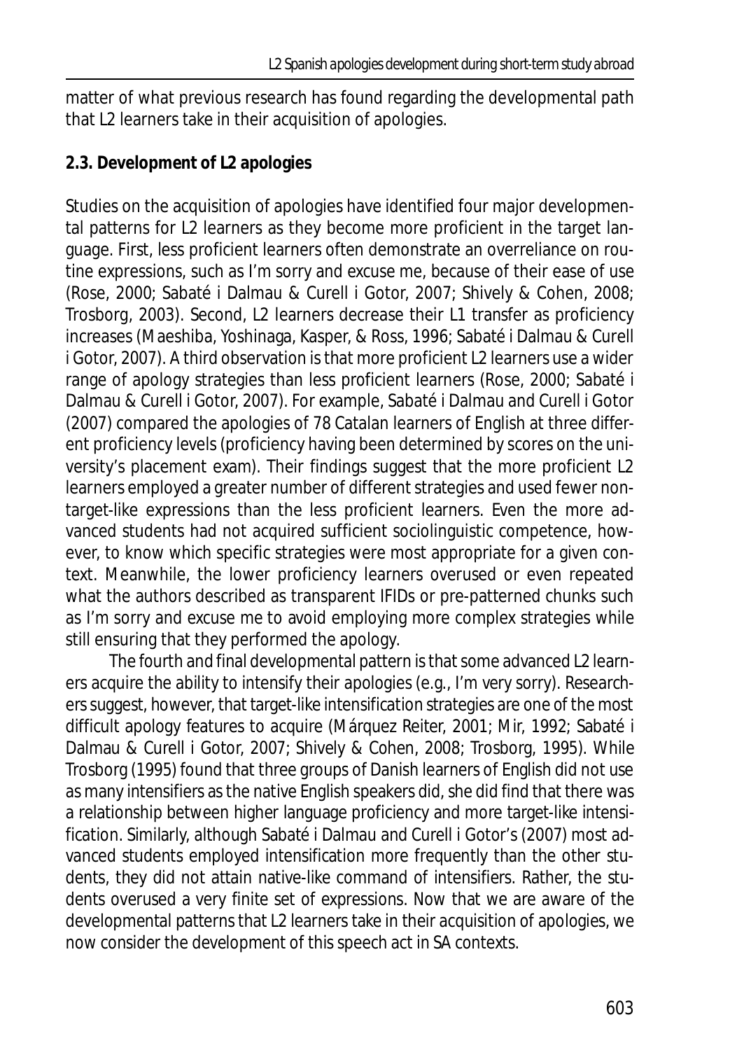matter of what previous research has found regarding the developmental path that L2 learners take in their acquisition of apologies.

**2.3. Development of L2 apologies**

Studies on the acquisition of apologies have identified four major developmental patterns for L2 learners as they become more proficient in the target language. First, less proficient learners often demonstrate an overreliance on routine expressions, such as I'm sorry and excuse me, because of their ease of use (Rose, 2000; Sabaté i Dalmau & Curell i Gotor, 2007; Shively & Cohen, 2008; Trosborg, 2003). Second, L2 learners decrease their L1 transfer as proficiency increases (Maeshiba, Yoshinaga, Kasper, & Ross, 1996; Sabaté i Dalmau & Curell i Gotor, 2007). A third observation is that more proficient L2 learners use a wider range of apology strategies than less proficient learners (Rose, 2000; Sabaté i Dalmau & Curell i Gotor, 2007). For example, Sabaté i Dalmau and Curell i Gotor (2007) compared the apologies of 78 Catalan learners of English at three different proficiency levels (proficiency having been determined by scores on the university's placement exam). Their findings suggest that the more proficient L2 learners employed a greater number of different strategies and used fewer nontarget-like expressions than the less proficient learners. Even the more advanced students had not acquired sufficient sociolinguistic competence, however, to know which specific strategies were most appropriate for a given context. Meanwhile, the lower proficiency learners overused or even repeated what the authors described as transparent IFIDs or pre-patterned chunks such as I'm sorry and excuse me to avoid employing more complex strategies while still ensuring that they performed the apology.

The fourth and final developmental pattern is that some advanced L2 learners acquire the ability to intensify their apologies (e.g., I'm very sorry). Researchers suggest, however, that target-like intensification strategies are one of the most difficult apology features to acquire (Márquez Reiter, 2001; Mir, 1992; Sabaté i Dalmau & Curell i Gotor, 2007; Shively & Cohen, 2008; Trosborg, 1995). While Trosborg (1995) found that three groups of Danish learners of English did not use as many intensifiers as the native English speakers did, she did find that there was a relationship between higher language proficiency and more target-like intensification. Similarly, although Sabaté i Dalmau and Curell i Gotor's (2007) most advanced students employed intensification more frequently than the other students, they did not attain native-like command of intensifiers. Rather, the students overused a very finite set of expressions. Now that we are aware of the developmental patterns that L2 learners take in their acquisition of apologies, we now consider the development of this speech act in SA contexts.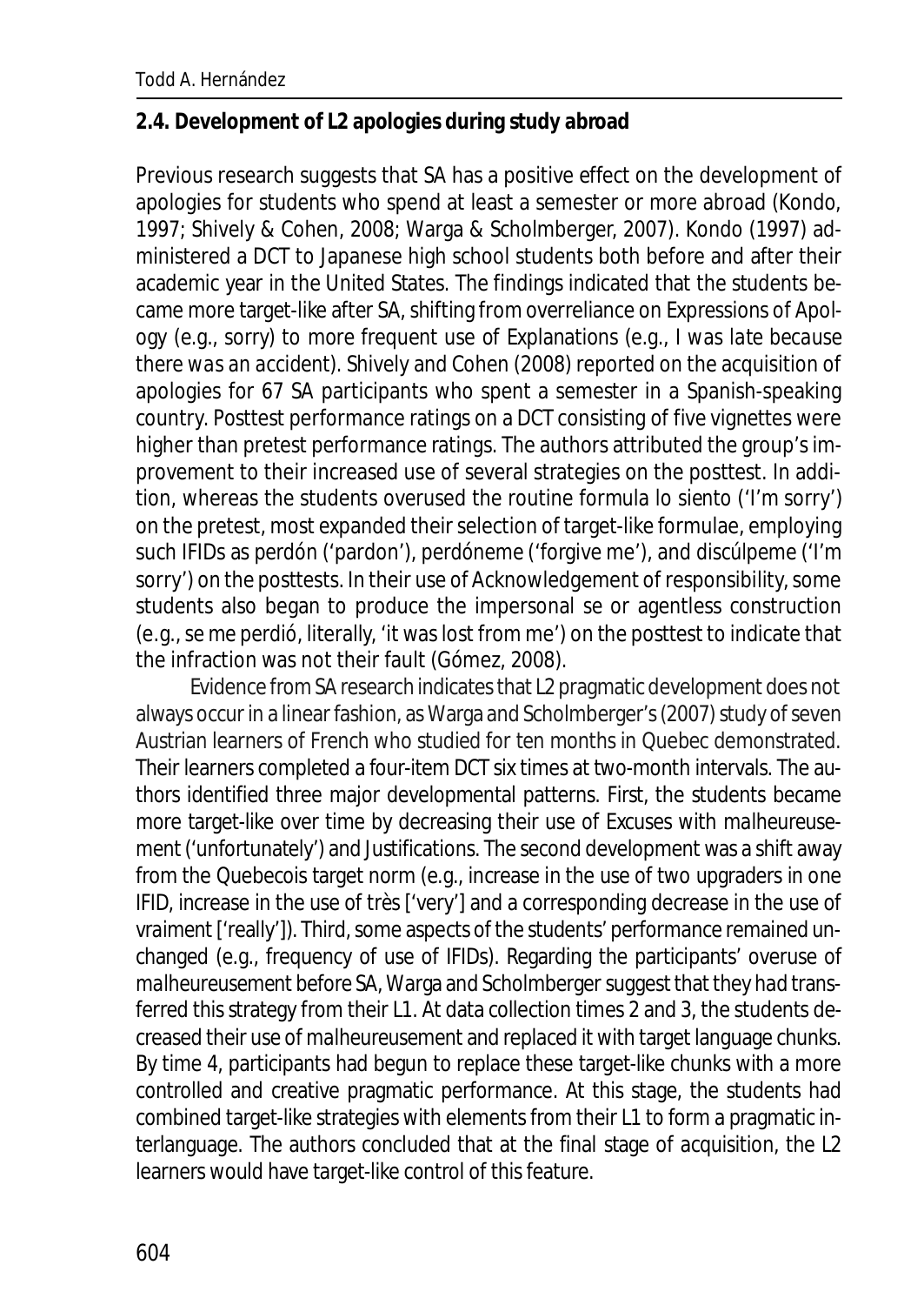## 2.4. Development of L2 apologies during study abroad

Previous research suggests that SA has a positive effect on the development of apologies for students who spend at least a semester or more abroad (Kondo, 1997; Shively & Cohen, 2008; Warga & Scholmberger, 2007). Kondo (1997) administered a DCT to Japanese high school students both before and after their academic year in the United States. The findings indicated that the students became more target-like after SA, shifting from overreliance on Expressions of Apology (e.g., sorry) to more frequent use of Explanations (e.g., *I was late because there was an accident*). Shively and Cohen (2008) reported on the acquisition of apologies for 67 SA participants who spent a semester in a Spanish-speaking country. Posttest performance ratings on a DCT consisting of five vignettes were higher than pretest performance ratings. The authors attributed the group's improvement to their increased use of several strategies on the posttest. In addition, whereas the students overused the routine formula *lo siento* ('I'm sorry') on the pretest, most expanded their selection of target-like formulae, employing such IFIDs as *perdón* ('pardon'), *perdóneme* ('forgive me'), and *discúlpeme* ('I'm sorry') on the posttests. In their use of Acknowledgement of responsibility, some students also began to produce the impersonal *se* or agentless construction (e.g., *se me perdió*, literally, 'it was lost from me') on the posttest to indicate that the infraction was not their fault (Gómez, 2008).

Evidence from SA research indicates that L2 pragmatic development does not always occur in a linear fashion, as Warga and Scholmberger's (2007) study of seven Austrian learners of French who studied for ten months in Quebec demonstrated. Their learners completed a four-item DCT six times at two-month intervals. The authors identified three major developmental patterns. First, the students became more target-like over time by decreasing their use of Excuses with *malheureusement* ('unfortunately') and Justifications. The second development was a shift away from the Quebecois target norm (e.g., increase in the use of two upgraders in one IFID, increase in the use of *très* ['very'] and a corresponding decrease in the use of *vraiment* ['really']). Third, some aspects of the students' performance remained unchanged (e.g., frequency of use of IFIDs). Regarding the participants' overuse of *malheureusement* before SA, Warga and Scholmberger suggest that they had transferred this strategy from their L1. At data collection times 2 and 3, the students decreased their use of *malheureusement* and replaced it with target language chunks. By time 4, participants had begun to replace these target-like chunks with a more controlled and creative pragmatic performance. At this stage, the students had combined target-like strategies with elements from their L1 to form a pragmatic interlanguage. The authors concluded that at the final stage of acquisition, the L2 learners would have target-like control of this feature.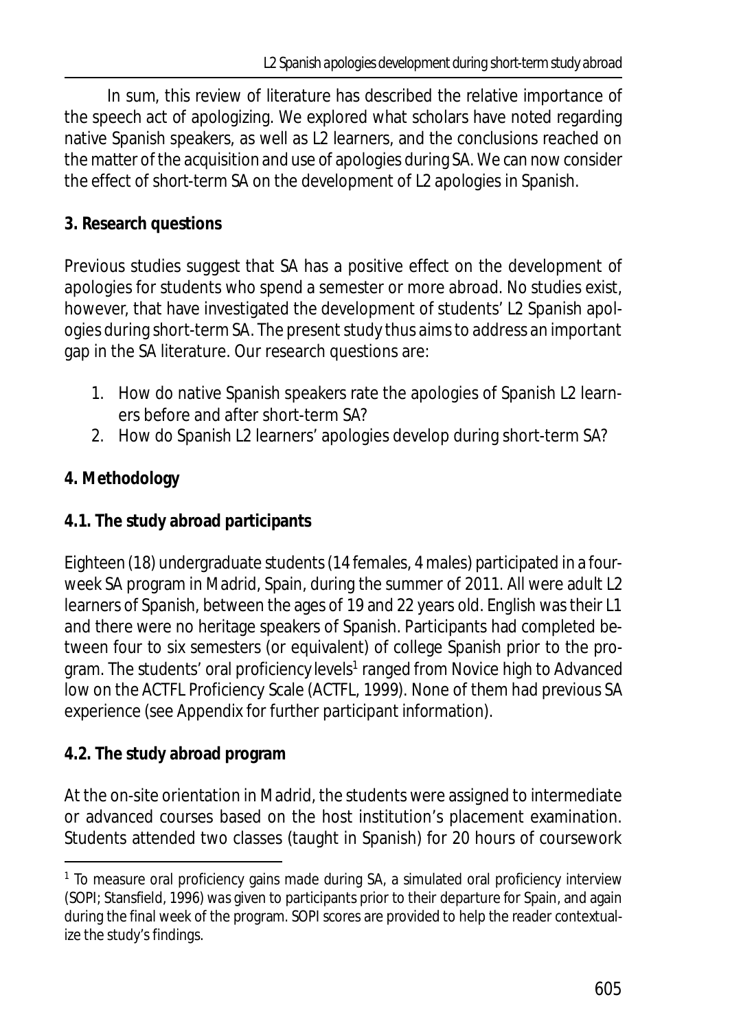In sum, this review of literature has described the relative importance of the speech act of apologizing. We explored what scholars have noted regarding native Spanish speakers, as well as L2 learners, and the conclusions reached on the matter of the acquisition and use of apologies during SA. We can now consider the effect of short-term SA on the development of L2 apologies in Spanish.

## 3. Research questions

Previous studies suggest that SA has a positive effect on the development of apologies for students who spend a semester or more abroad. No studies exist, however, that have investigated the development of students' L2 Spanish apologies during short-term SA. The present study thus aims to address an important gap in the SA literature. Our research questions are:

1. How do native Spanish speakers rate the apologies of Spanish L2 learners before and after short-term SA?
2. How do Spanish L2 learners' apologies develop during short-term SA?

## 4. Methodology

### 4.1. The study abroad participants

Eighteen (18) undergraduate students (14 females, 4 males) participated in a four-week SA program in Madrid, Spain, during the summer of 2011. All were adult L2 learners of Spanish, between the ages of 19 and 22 years old. English was their L1 and there were no heritage speakers of Spanish. Participants had completed between four to six semesters (or equivalent) of college Spanish prior to the program. The students' oral proficiency levels[1] ranged from Novice high to Advanced low on the ACTFL Proficiency Scale (ACTFL, 1999). None of them had previous SA experience (see Appendix for further participant information).

### 4.2. The study abroad program

At the on-site orientation in Madrid, the students were assigned to intermediate or advanced courses based on the host institution's placement examination. Students attended two classes (taught in Spanish) for 20 hours of coursework

[1] To measure oral proficiency gains made during SA, a simulated oral proficiency interview (SOPI; Stansfield, 1996) was given to participants prior to their departure for Spain, and again during the final week of the program. SOPI scores are provided to help the reader contextualize the study's findings.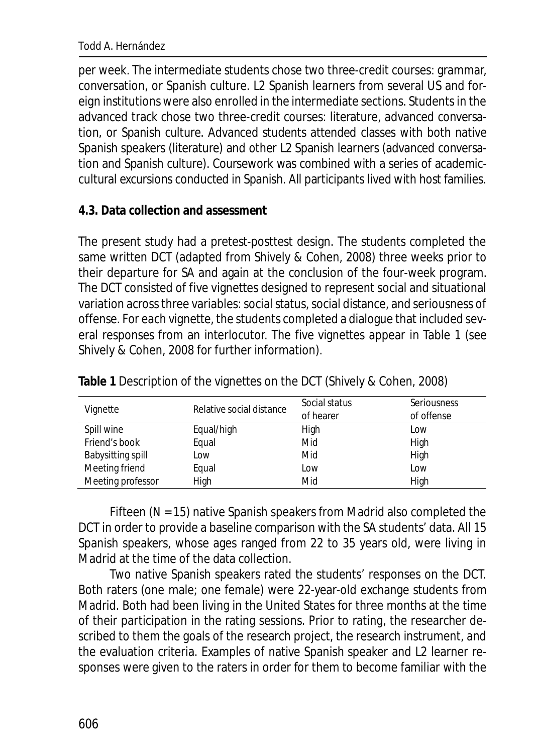per week. The intermediate students chose two three-credit courses: grammar, conversation, or Spanish culture. L2 Spanish learners from several US and foreign institutions were also enrolled in the intermediate sections. Students in the advanced track chose two three-credit courses: literature, advanced conversation, or Spanish culture. Advanced students attended classes with both native Spanish speakers (literature) and other L2 Spanish learners (advanced conversation and Spanish culture). Coursework was combined with a series of academic-cultural excursions conducted in Spanish. All participants lived with host families.

### 4.3. Data collection and assessment

The present study had a pretest-posttest design. The students completed the same written DCT (adapted from Shively & Cohen, 2008) three weeks prior to their departure for SA and again at the conclusion of the four-week program. The DCT consisted of five vignettes designed to represent social and situational variation across three variables: social status, social distance, and seriousness of offense. For each vignette, the students completed a dialogue that included several responses from an interlocutor. The five vignettes appear in Table 1 (see Shively & Cohen, 2008 for further information).

**Table 1** Description of the vignettes on the DCT (Shively & Cohen, 2008)

| Vignette | Relative social distance | Social status of hearer | Seriousness of offense |
|---|---|---|---|
| Spill wine | Equal/high | High | Low |
| Friend's book | Equal | Mid | High |
| Babysitting spill | Low | Mid | High |
| Meeting friend | Equal | Low | Low |
| Meeting professor | High | Mid | High |

Fifteen (N = 15) native Spanish speakers from Madrid also completed the DCT in order to provide a baseline comparison with the SA students' data. All 15 Spanish speakers, whose ages ranged from 22 to 35 years old, were living in Madrid at the time of the data collection.

Two native Spanish speakers rated the students' responses on the DCT. Both raters (one male; one female) were 22-year-old exchange students from Madrid. Both had been living in the United States for three months at the time of their participation in the rating sessions. Prior to rating, the researcher described to them the goals of the research project, the research instrument, and the evaluation criteria. Examples of native Spanish speaker and L2 learner responses were given to the raters in order for them to become familiar with the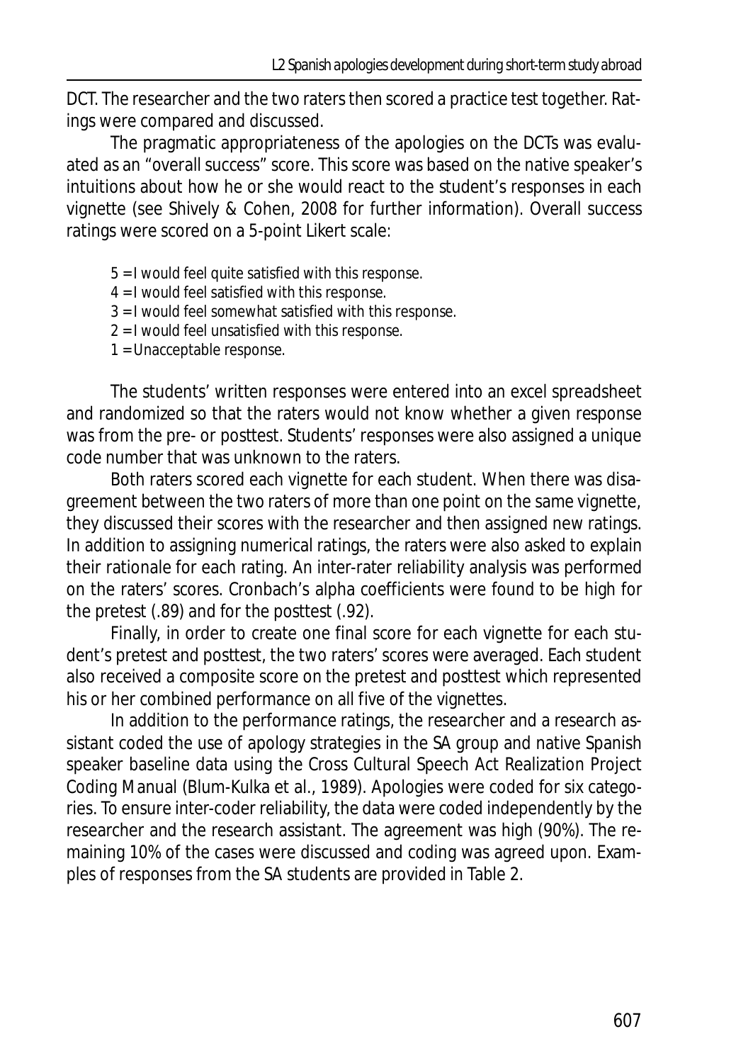DCT. The researcher and the two raters then scored a practice test together. Ratings were compared and discussed.

The pragmatic appropriateness of the apologies on the DCTs was evaluated as an "overall success" score. This score was based on the native speaker's intuitions about how he or she would react to the student's responses in each vignette (see Shively & Cohen, 2008 for further information). Overall success ratings were scored on a 5-point Likert scale:

5 = I would feel quite satisfied with this response.
4 = I would feel satisfied with this response.
3 = I would feel somewhat satisfied with this response.
2 = I would feel unsatisfied with this response.
1 = Unacceptable response.

The students' written responses were entered into an excel spreadsheet and randomized so that the raters would not know whether a given response was from the pre- or posttest. Students' responses were also assigned a unique code number that was unknown to the raters.

Both raters scored each vignette for each student. When there was disagreement between the two raters of more than one point on the same vignette, they discussed their scores with the researcher and then assigned new ratings. In addition to assigning numerical ratings, the raters were also asked to explain their rationale for each rating. An inter-rater reliability analysis was performed on the raters' scores. Cronbach's alpha coefficients were found to be high for the pretest (.89) and for the posttest (.92).

Finally, in order to create one final score for each vignette for each student's pretest and posttest, the two raters' scores were averaged. Each student also received a composite score on the pretest and posttest which represented his or her combined performance on all five of the vignettes.

In addition to the performance ratings, the researcher and a research assistant coded the use of apology strategies in the SA group and native Spanish speaker baseline data using the Cross Cultural Speech Act Realization Project Coding Manual (Blum-Kulka et al., 1989). Apologies were coded for six categories. To ensure inter-coder reliability, the data were coded independently by the researcher and the research assistant. The agreement was high (90%). The remaining 10% of the cases were discussed and coding was agreed upon. Examples of responses from the SA students are provided in Table 2.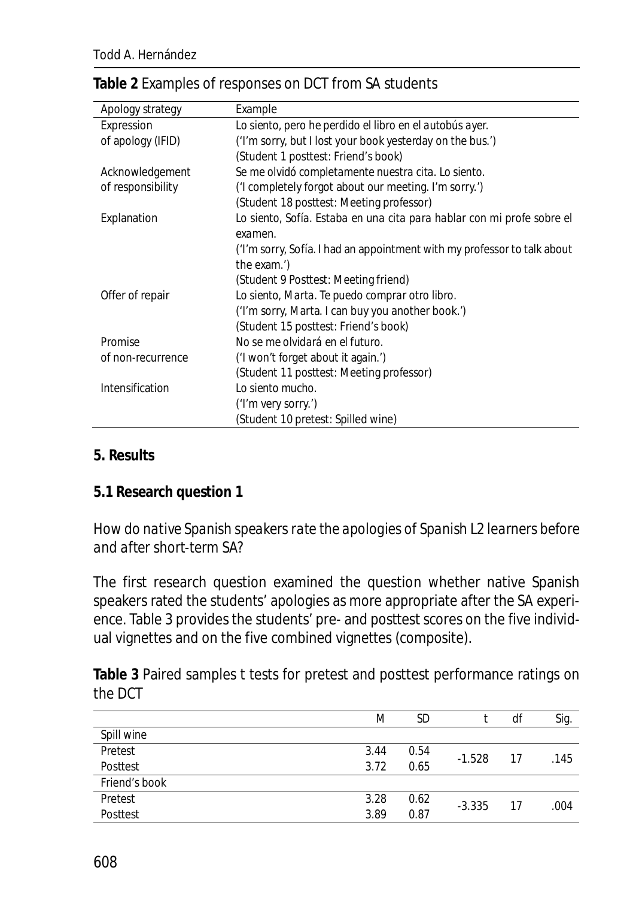**Table 2** Examples of responses on DCT from SA students

| Apology strategy | Example |
|---|---|
| Expression of apology (IFID) | *Lo siento, pero he perdido el libro en el autobús ayer.* ('I'm sorry, but I lost your book yesterday on the bus.') (Student 1 posttest: Friend's book) |
| Acknowledgement of responsibility | *Se me olvidó completamente nuestra cita. Lo siento.* ('I completely forgot about our meeting. I'm sorry.') (Student 18 posttest: Meeting professor) |
| Explanation | *Lo siento, Sofía. Estaba en una cita para hablar con mi profe sobre el examen.* ('I'm sorry, Sofía. I had an appointment with my professor to talk about the exam.') (Student 9 Posttest: Meeting friend) |
| Offer of repair | *Lo siento, Marta. Te puedo comprar otro libro.* ('I'm sorry, Marta. I can buy you another book.') (Student 15 posttest: Friend's book) |
| Promise of non-recurrence | *No se me olvidará en el futuro.* ('I won't forget about it again.') (Student 11 posttest: Meeting professor) |
| Intensification | *Lo siento mucho.* ('I'm very sorry.') (Student 10 pretest: Spilled wine) |

## 5. Results

### 5.1 Research question 1

*How do native Spanish speakers rate the apologies of Spanish L2 learners before and after short-term SA?*

The first research question examined the question whether native Spanish speakers rated the students' apologies as more appropriate after the SA experience. Table 3 provides the students' pre- and posttest scores on the five individual vignettes and on the five combined vignettes (composite).

**Table 3** Paired samples t tests for pretest and posttest performance ratings on the DCT

| | M | SD | t | df | Sig. |
|---|---|---|---|---|---|
| Spill wine | | | | | |
| Pretest | 3.44 | 0.54 | -1.528 | 17 | .145 |
| Posttest | 3.72 | 0.65 | | | |
| Friend's book | | | | | |
| Pretest | 3.28 | 0.62 | -3.335 | 17 | .004 |
| Posttest | 3.89 | 0.87 | | | |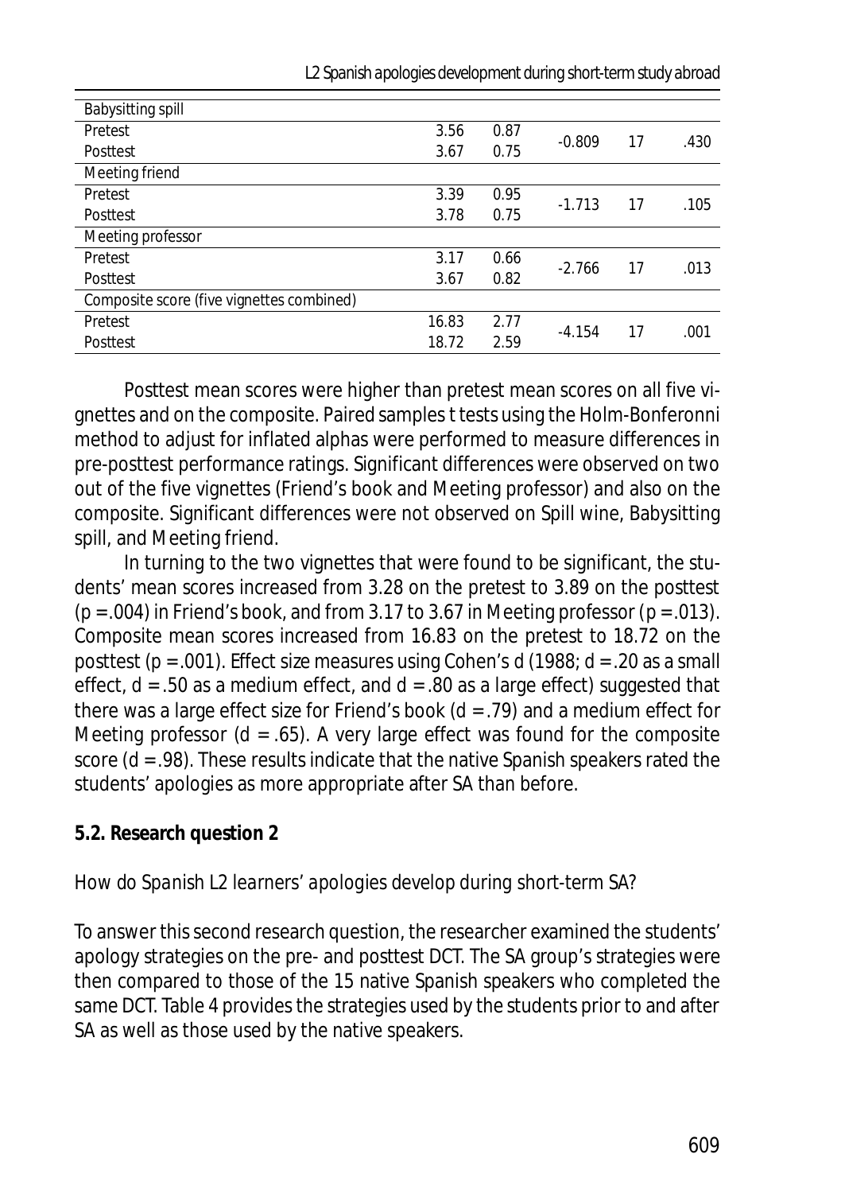| | | | | | |
|---|---|---|---|---|---|
| Babysitting spill | | | | | |
| Pretest | 3.56 | 0.87 | -0.809 | 17 | .430 |
| Posttest | 3.67 | 0.75 | | | |
| Meeting friend | | | | | |
| Pretest | 3.39 | 0.95 | -1.713 | 17 | .105 |
| Posttest | 3.78 | 0.75 | | | |
| Meeting professor | | | | | |
| Pretest | 3.17 | 0.66 | -2.766 | 17 | .013 |
| Posttest | 3.67 | 0.82 | | | |
| Composite score (five vignettes combined) | | | | | |
| Pretest | 16.83 | 2.77 | -4.154 | 17 | .001 |
| Posttest | 18.72 | 2.59 | | | |

Posttest mean scores were higher than pretest mean scores on all five vignettes and on the composite. Paired samples t tests using the Holm-Bonferonni method to adjust for inflated alphas were performed to measure differences in pre-posttest performance ratings. Significant differences were observed on two out of the five vignettes (Friend's book and Meeting professor) and also on the composite. Significant differences were not observed on Spill wine, Babysitting spill, and Meeting friend.

In turning to the two vignettes that were found to be significant, the students' mean scores increased from 3.28 on the pretest to 3.89 on the posttest ($p = .004$) in Friend's book, and from 3.17 to 3.67 in Meeting professor ($p = .013$). Composite mean scores increased from 16.83 on the pretest to 18.72 on the posttest ($p = .001$). Effect size measures using Cohen's d (1988; $d = .20$ as a small effect, $d = .50$ as a medium effect, and $d = .80$ as a large effect) suggested that there was a large effect size for Friend's book ($d = .79$) and a medium effect for Meeting professor ($d = .65$). A very large effect was found for the composite score ($d = .98$). These results indicate that the native Spanish speakers rated the students' apologies as more appropriate after SA than before.

**5.2. Research question 2**

*How do Spanish L2 learners' apologies develop during short-term SA?*

To answer this second research question, the researcher examined the students' apology strategies on the pre- and posttest DCT. The SA group's strategies were then compared to those of the 15 native Spanish speakers who completed the same DCT. Table 4 provides the strategies used by the students prior to and after SA as well as those used by the native speakers.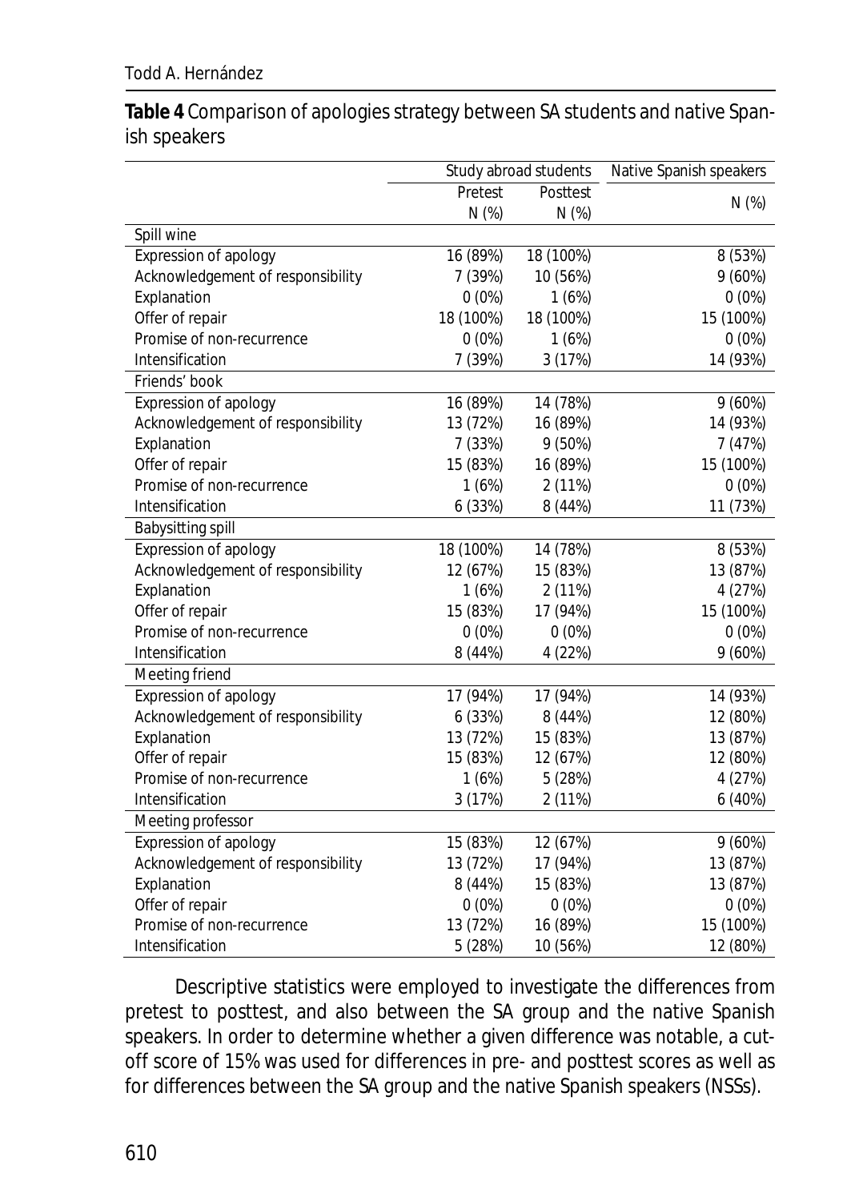**Table 4** Comparison of apologies strategy between SA students and native Spanish speakers

| | Study abroad students | | Native Spanish speakers |
|---|---|---|---|
| | Pretest N (%) | Posttest N (%) | N (%) |
| Spill wine | | | |
| Expression of apology | 16 (89%) | 18 (100%) | 8 (53%) |
| Acknowledgement of responsibility | 7 (39%) | 10 (56%) | 9 (60%) |
| Explanation | 0 (0%) | 1 (6%) | 0 (0%) |
| Offer of repair | 18 (100%) | 18 (100%) | 15 (100%) |
| Promise of non-recurrence | 0 (0%) | 1 (6%) | 0 (0%) |
| Intensification | 7 (39%) | 3 (17%) | 14 (93%) |
| Friends' book | | | |
| Expression of apology | 16 (89%) | 14 (78%) | 9 (60%) |
| Acknowledgement of responsibility | 13 (72%) | 16 (89%) | 14 (93%) |
| Explanation | 7 (33%) | 9 (50%) | 7 (47%) |
| Offer of repair | 15 (83%) | 16 (89%) | 15 (100%) |
| Promise of non-recurrence | 1 (6%) | 2 (11%) | 0 (0%) |
| Intensification | 6 (33%) | 8 (44%) | 11 (73%) |
| Babysitting spill | | | |
| Expression of apology | 18 (100%) | 14 (78%) | 8 (53%) |
| Acknowledgement of responsibility | 12 (67%) | 15 (83%) | 13 (87%) |
| Explanation | 1 (6%) | 2 (11%) | 4 (27%) |
| Offer of repair | 15 (83%) | 17 (94%) | 15 (100%) |
| Promise of non-recurrence | 0 (0%) | 0 (0%) | 0 (0%) |
| Intensification | 8 (44%) | 4 (22%) | 9 (60%) |
| Meeting friend | | | |
| Expression of apology | 17 (94%) | 17 (94%) | 14 (93%) |
| Acknowledgement of responsibility | 6 (33%) | 8 (44%) | 12 (80%) |
| Explanation | 13 (72%) | 15 (83%) | 13 (87%) |
| Offer of repair | 15 (83%) | 12 (67%) | 12 (80%) |
| Promise of non-recurrence | 1 (6%) | 5 (28%) | 4 (27%) |
| Intensification | 3 (17%) | 2 (11%) | 6 (40%) |
| Meeting professor | | | |
| Expression of apology | 15 (83%) | 12 (67%) | 9 (60%) |
| Acknowledgement of responsibility | 13 (72%) | 17 (94%) | 13 (87%) |
| Explanation | 8 (44%) | 15 (83%) | 13 (87%) |
| Offer of repair | 0 (0%) | 0 (0%) | 0 (0%) |
| Promise of non-recurrence | 13 (72%) | 16 (89%) | 15 (100%) |
| Intensification | 5 (28%) | 10 (56%) | 12 (80%) |

Descriptive statistics were employed to investigate the differences from pretest to posttest, and also between the SA group and the native Spanish speakers. In order to determine whether a given difference was notable, a cut-off score of 15% was used for differences in pre- and posttest scores as well as for differences between the SA group and the native Spanish speakers (NSSs).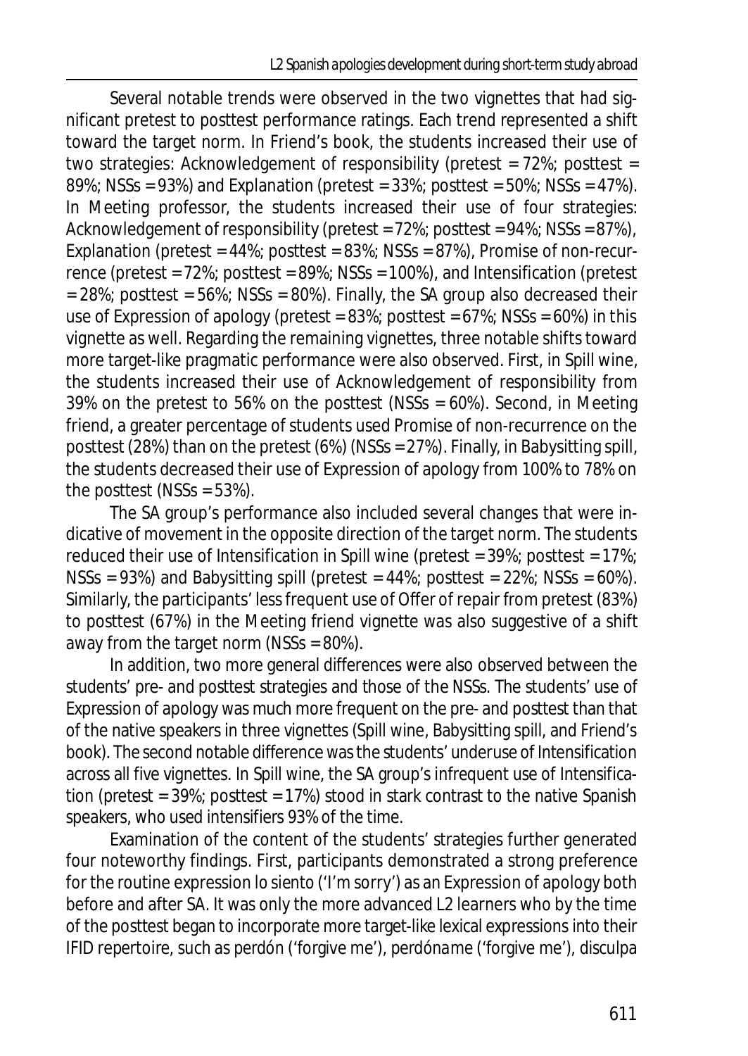Several notable trends were observed in the two vignettes that had significant pretest to posttest performance ratings. Each trend represented a shift toward the target norm. In Friend's book, the students increased their use of two strategies: Acknowledgement of responsibility (pretest = 72%; posttest = 89%; NSSs = 93%) and Explanation (pretest = 33%; posttest = 50%; NSSs = 47%). In Meeting professor, the students increased their use of four strategies: Acknowledgement of responsibility (pretest = 72%; posttest = 94%; NSSs = 87%), Explanation (pretest = 44%; posttest = 83%; NSSs = 87%), Promise of non-recurrence (pretest = 72%; posttest = 89%; NSSs = 100%), and Intensification (pretest = 28%; posttest = 56%; NSSs = 80%). Finally, the SA group also decreased their use of Expression of apology (pretest = 83%; posttest = 67%; NSSs = 60%) in this vignette as well. Regarding the remaining vignettes, three notable shifts toward more target-like pragmatic performance were also observed. First, in Spill wine, the students increased their use of Acknowledgement of responsibility from 39% on the pretest to 56% on the posttest (NSSs = 60%). Second, in Meeting friend, a greater percentage of students used Promise of non-recurrence on the posttest (28%) than on the pretest (6%) (NSSs = 27%). Finally, in Babysitting spill, the students decreased their use of Expression of apology from 100% to 78% on the posttest (NSSs = 53%).

The SA group's performance also included several changes that were indicative of movement in the opposite direction of the target norm. The students reduced their use of Intensification in Spill wine (pretest = 39%; posttest = 17%; NSSs = 93%) and Babysitting spill (pretest = 44%; posttest = 22%; NSSs = 60%). Similarly, the participants' less frequent use of Offer of repair from pretest (83%) to posttest (67%) in the Meeting friend vignette was also suggestive of a shift away from the target norm (NSSs = 80%).

In addition, two more general differences were also observed between the students' pre- and posttest strategies and those of the NSSs. The students' use of Expression of apology was much more frequent on the pre- and posttest than that of the native speakers in three vignettes (Spill wine, Babysitting spill, and Friend's book). The second notable difference was the students' underuse of Intensification across all five vignettes. In Spill wine, the SA group's infrequent use of Intensification (pretest = 39%; posttest = 17%) stood in stark contrast to the native Spanish speakers, who used intensifiers 93% of the time.

Examination of the content of the students' strategies further generated four noteworthy findings. First, participants demonstrated a strong preference for the routine expression *lo siento* ('I'm sorry') as an Expression of apology both before and after SA. It was only the more advanced L2 learners who by the time of the posttest began to incorporate more target-like lexical expressions into their IFID repertoire, such as *perdón* ('forgive me'), *perdóname* ('forgive me'), *disculpa*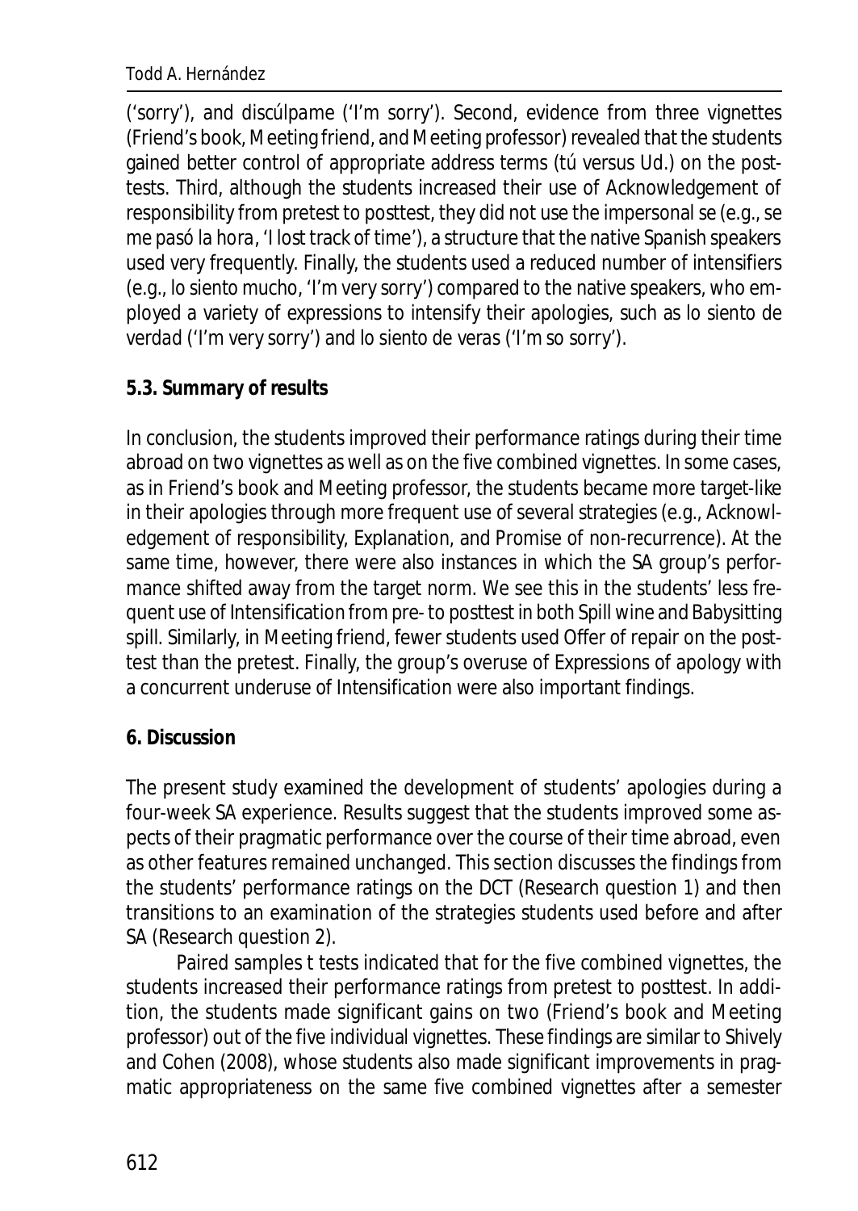(*'sorry'*), and *discúlpame* (*'I'm sorry'*). Second, evidence from three vignettes (Friend's book, Meeting friend, and Meeting professor) revealed that the students gained better control of appropriate address terms (*tú* versus *Ud.*) on the posttests. Third, although the students increased their use of Acknowledgement of responsibility from pretest to posttest, they did not use the impersonal *se* (e.g., *se me pasó la hora*, 'I lost track of time'), a structure that the native Spanish speakers used very frequently. Finally, the students used a reduced number of intensifiers (e.g., *lo siento mucho*, 'I'm very sorry') compared to the native speakers, who employed a variety of expressions to intensify their apologies, such as *lo siento de verdad* ('I'm very sorry') and *lo siento de veras* ('I'm so sorry').

## 5.3. Summary of results

In conclusion, the students improved their performance ratings during their time abroad on two vignettes as well as on the five combined vignettes. In some cases, as in Friend's book and Meeting professor, the students became more target-like in their apologies through more frequent use of several strategies (e.g., Acknowledgement of responsibility, Explanation, and Promise of non-recurrence). At the same time, however, there were also instances in which the SA group's performance shifted away from the target norm. We see this in the students' less frequent use of Intensification from pre- to posttest in both Spill wine and Babysitting spill. Similarly, in Meeting friend, fewer students used Offer of repair on the posttest than the pretest. Finally, the group's overuse of Expressions of apology with a concurrent underuse of Intensification were also important findings.

## 6. Discussion

The present study examined the development of students' apologies during a four-week SA experience. Results suggest that the students improved some aspects of their pragmatic performance over the course of their time abroad, even as other features remained unchanged. This section discusses the findings from the students' performance ratings on the DCT (Research question 1) and then transitions to an examination of the strategies students used before and after SA (Research question 2).

Paired samples *t* tests indicated that for the five combined vignettes, the students increased their performance ratings from pretest to posttest. In addition, the students made significant gains on two (Friend's book and Meeting professor) out of the five individual vignettes. These findings are similar to Shively and Cohen (2008), whose students also made significant improvements in pragmatic appropriateness on the same five combined vignettes after a semester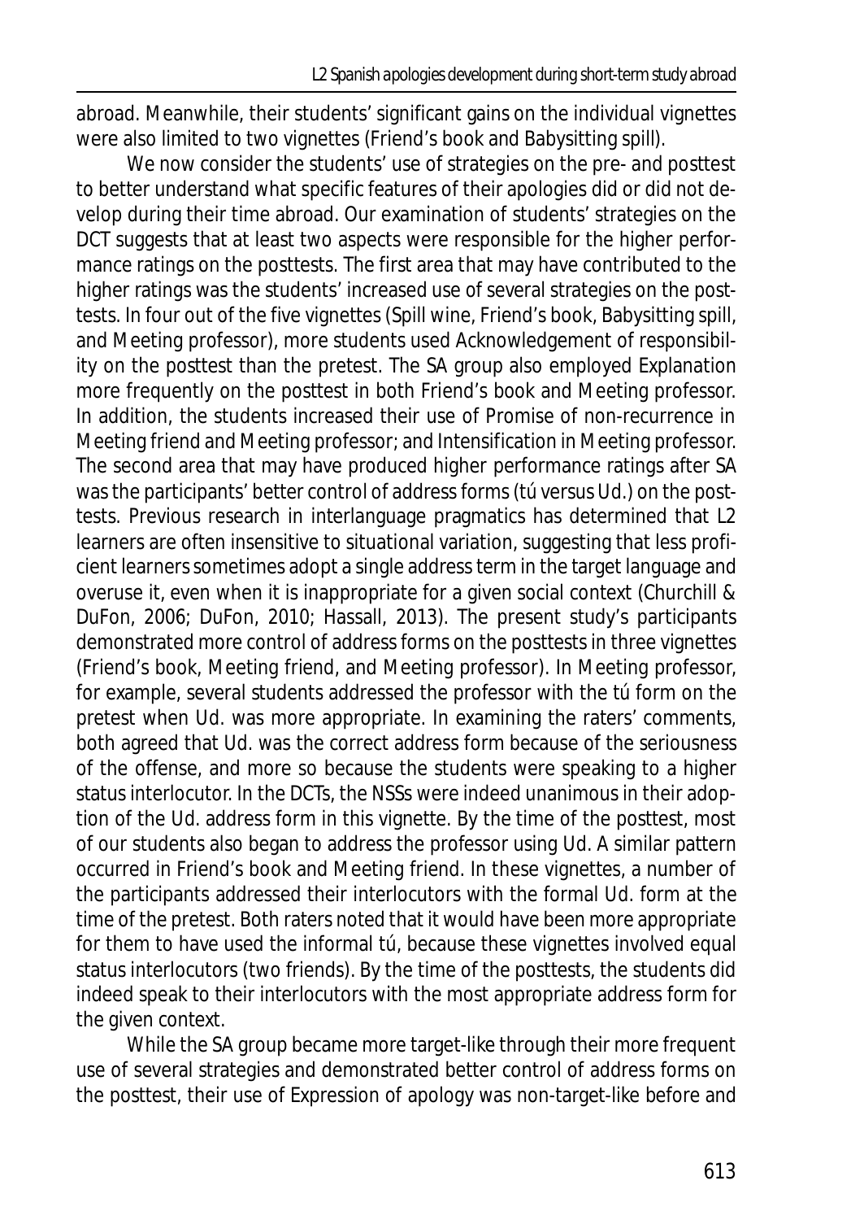abroad. Meanwhile, their students' significant gains on the individual vignettes were also limited to two vignettes (Friend's book and Babysitting spill).

We now consider the students' use of strategies on the pre- and posttest to better understand what specific features of their apologies did or did not develop during their time abroad. Our examination of students' strategies on the DCT suggests that at least two aspects were responsible for the higher performance ratings on the posttests. The first area that may have contributed to the higher ratings was the students' increased use of several strategies on the posttests. In four out of the five vignettes (Spill wine, Friend's book, Babysitting spill, and Meeting professor), more students used Acknowledgement of responsibility on the posttest than the pretest. The SA group also employed Explanation more frequently on the posttest in both Friend's book and Meeting professor. In addition, the students increased their use of Promise of non-recurrence in Meeting friend and Meeting professor; and Intensification in Meeting professor. The second area that may have produced higher performance ratings after SA was the participants' better control of address forms (tú versus Ud.) on the posttests. Previous research in interlanguage pragmatics has determined that L2 learners are often insensitive to situational variation, suggesting that less proficient learners sometimes adopt a single address term in the target language and overuse it, even when it is inappropriate for a given social context (Churchill & DuFon, 2006; DuFon, 2010; Hassall, 2013). The present study's participants demonstrated more control of address forms on the posttests in three vignettes (Friend's book, Meeting friend, and Meeting professor). In Meeting professor, for example, several students addressed the professor with the tú form on the pretest when Ud. was more appropriate. In examining the raters' comments, both agreed that Ud. was the correct address form because of the seriousness of the offense, and more so because the students were speaking to a higher status interlocutor. In the DCTs, the NSSs were indeed unanimous in their adoption of the Ud. address form in this vignette. By the time of the posttest, most of our students also began to address the professor using Ud. A similar pattern occurred in Friend's book and Meeting friend. In these vignettes, a number of the participants addressed their interlocutors with the formal Ud. form at the time of the pretest. Both raters noted that it would have been more appropriate for them to have used the informal tú, because these vignettes involved equal status interlocutors (two friends). By the time of the posttests, the students did indeed speak to their interlocutors with the most appropriate address form for the given context.

While the SA group became more target-like through their more frequent use of several strategies and demonstrated better control of address forms on the posttest, their use of Expression of apology was non-target-like before and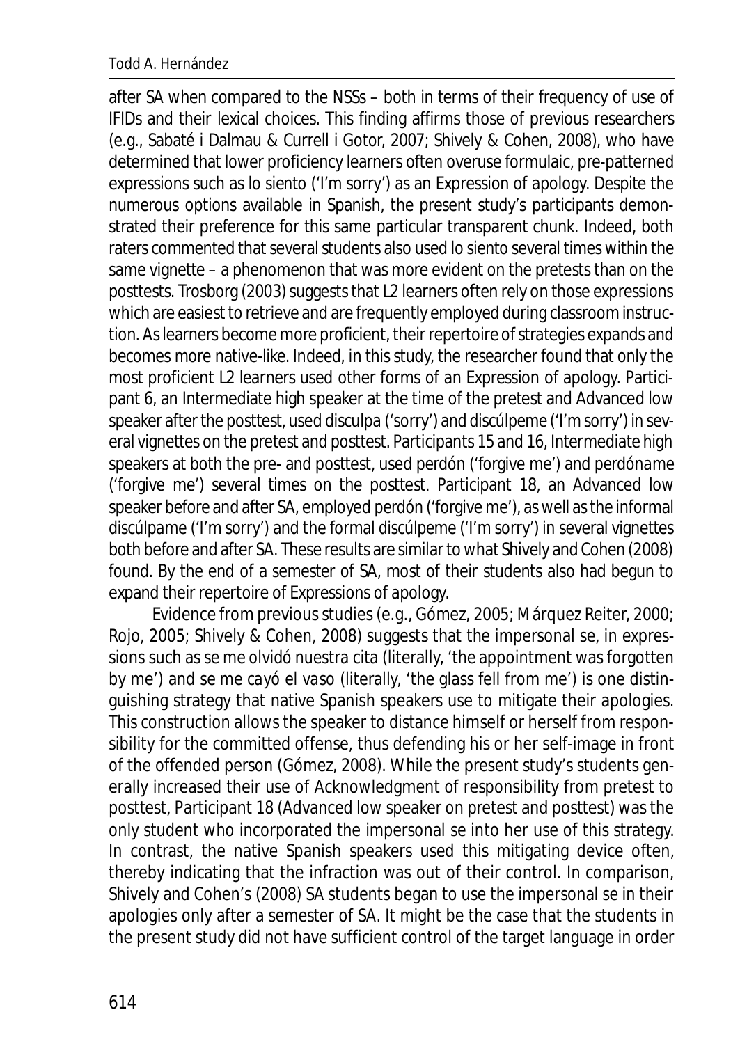after SA when compared to the NSSs – both in terms of their frequency of use of IFIDs and their lexical choices. This finding affirms those of previous researchers (e.g., Sabaté i Dalmau & Currell i Gotor, 2007; Shively & Cohen, 2008), who have determined that lower proficiency learners often overuse formulaic, pre-patterned expressions such as *lo siento* ('I'm sorry') as an Expression of apology. Despite the numerous options available in Spanish, the present study's participants demonstrated their preference for this same particular transparent chunk. Indeed, both raters commented that several students also used *lo siento* several times within the same vignette – a phenomenon that was more evident on the pretests than on the posttests. Trosborg (2003) suggests that L2 learners often rely on those expressions which are easiest to retrieve and are frequently employed during classroom instruction. As learners become more proficient, their repertoire of strategies expands and becomes more native-like. Indeed, in this study, the researcher found that only the most proficient L2 learners used other forms of an Expression of apology. Participant 6, an Intermediate high speaker at the time of the pretest and Advanced low speaker after the posttest, used *disculpa* ('sorry') and *discúlpeme* ('I'm sorry') in several vignettes on the pretest and posttest. Participants 15 and 16, Intermediate high speakers at both the pre- and posttest, used *perdón* ('forgive me') and *perdóname* ('forgive me') several times on the posttest. Participant 18, an Advanced low speaker before and after SA, employed *perdón* ('forgive me'), as well as the informal *discúlpame* ('I'm sorry') and the formal *discúlpeme* ('I'm sorry') in several vignettes both before and after SA. These results are similar to what Shively and Cohen (2008) found. By the end of a semester of SA, most of their students also had begun to expand their repertoire of Expressions of apology.

Evidence from previous studies (e.g., Gómez, 2005; Márquez Reiter, 2000; Rojo, 2005; Shively & Cohen, 2008) suggests that the impersonal *se*, in expressions such as *se me olvidó nuestra cita* (literally, 'the appointment was forgotten by me') and *se me cayó el vaso* (literally, 'the glass fell from me') is one distinguishing strategy that native Spanish speakers use to mitigate their apologies. This construction allows the speaker to distance himself or herself from responsibility for the committed offense, thus defending his or her self-image in front of the offended person (Gómez, 2008). While the present study's students generally increased their use of Acknowledgment of responsibility from pretest to posttest, Participant 18 (Advanced low speaker on pretest and posttest) was the only student who incorporated the impersonal *se* into her use of this strategy. In contrast, the native Spanish speakers used this mitigating device often, thereby indicating that the infraction was out of their control. In comparison, Shively and Cohen's (2008) SA students began to use the impersonal *se* in their apologies only after a semester of SA. It might be the case that the students in the present study did not have sufficient control of the target language in order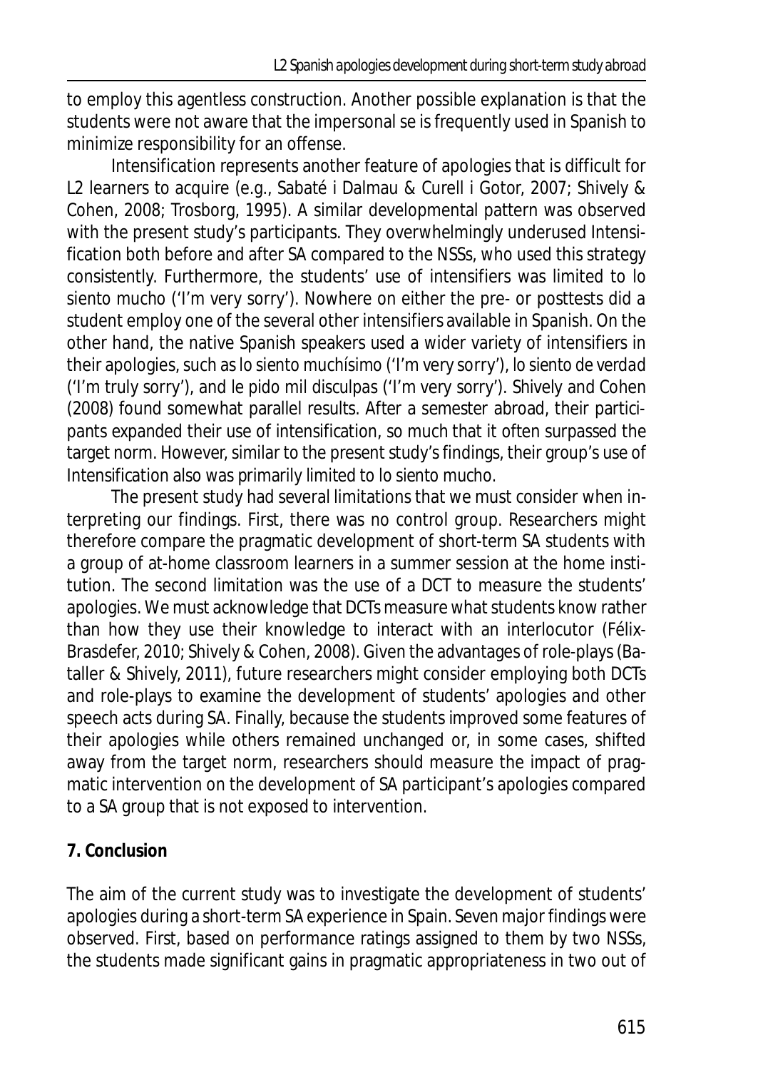to employ this agentless construction. Another possible explanation is that the students were not aware that the impersonal *se* is frequently used in Spanish to minimize responsibility for an offense.

Intensification represents another feature of apologies that is difficult for L2 learners to acquire (e.g., Sabaté i Dalmau & Curell i Gotor, 2007; Shively & Cohen, 2008; Trosborg, 1995). A similar developmental pattern was observed with the present study's participants. They overwhelmingly underused Intensification both before and after SA compared to the NSSs, who used this strategy consistently. Furthermore, the students' use of intensifiers was limited to *lo siento mucho* ('I'm very sorry'). Nowhere on either the pre- or posttests did a student employ one of the several other intensifiers available in Spanish. On the other hand, the native Spanish speakers used a wider variety of intensifiers in their apologies, such as *lo siento muchísimo* ('I'm very sorry'), *lo siento de verdad* ('I'm truly sorry'), and *le pido mil disculpas* ('I'm very sorry'). Shively and Cohen (2008) found somewhat parallel results. After a semester abroad, their participants expanded their use of intensification, so much that it often surpassed the target norm. However, similar to the present study's findings, their group's use of Intensification also was primarily limited to *lo siento mucho*.

The present study had several limitations that we must consider when interpreting our findings. First, there was no control group. Researchers might therefore compare the pragmatic development of short-term SA students with a group of at-home classroom learners in a summer session at the home institution. The second limitation was the use of a DCT to measure the students' apologies. We must acknowledge that DCTs measure what students know rather than how they use their knowledge to interact with an interlocutor (Félix-Brasdefer, 2010; Shively & Cohen, 2008). Given the advantages of role-plays (Bataller & Shively, 2011), future researchers might consider employing both DCTs and role-plays to examine the development of students' apologies and other speech acts during SA. Finally, because the students improved some features of their apologies while others remained unchanged or, in some cases, shifted away from the target norm, researchers should measure the impact of pragmatic intervention on the development of SA participant's apologies compared to a SA group that is not exposed to intervention.

## 7. Conclusion

The aim of the current study was to investigate the development of students' apologies during a short-term SA experience in Spain. Seven major findings were observed. First, based on performance ratings assigned to them by two NSSs, the students made significant gains in pragmatic appropriateness in two out of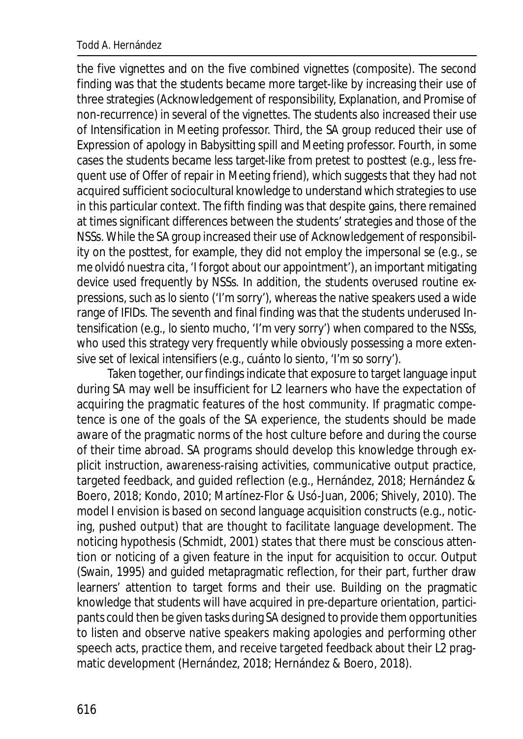the five vignettes and on the five combined vignettes (composite). The second finding was that the students became more target-like by increasing their use of three strategies (Acknowledgement of responsibility, Explanation, and Promise of non-recurrence) in several of the vignettes. The students also increased their use of Intensification in Meeting professor. Third, the SA group reduced their use of Expression of apology in Babysitting spill and Meeting professor. Fourth, in some cases the students became less target-like from pretest to posttest (e.g., less frequent use of Offer of repair in Meeting friend), which suggests that they had not acquired sufficient sociocultural knowledge to understand which strategies to use in this particular context. The fifth finding was that despite gains, there remained at times significant differences between the students' strategies and those of the NSSs. While the SA group increased their use of Acknowledgement of responsibility on the posttest, for example, they did not employ the impersonal *se* (e.g., *se me olvidó nuestra cita*, 'I forgot about our appointment'), an important mitigating device used frequently by NSSs. In addition, the students overused routine expressions, such as *lo siento* ('I'm sorry'), whereas the native speakers used a wide range of IFIDs. The seventh and final finding was that the students underused Intensification (e.g., *lo siento mucho*, 'I'm very sorry') when compared to the NSSs, who used this strategy very frequently while obviously possessing a more extensive set of lexical intensifiers (e.g., *cuánto lo siento*, 'I'm so sorry').

Taken together, our findings indicate that exposure to target language input during SA may well be insufficient for L2 learners who have the expectation of acquiring the pragmatic features of the host community. If pragmatic competence is one of the goals of the SA experience, the students should be made aware of the pragmatic norms of the host culture before and during the course of their time abroad. SA programs should develop this knowledge through explicit instruction, awareness-raising activities, communicative output practice, targeted feedback, and guided reflection (e.g., Hernández, 2018; Hernández & Boero, 2018; Kondo, 2010; Martínez-Flor & Usó-Juan, 2006; Shively, 2010). The model I envision is based on second language acquisition constructs (e.g., noticing, pushed output) that are thought to facilitate language development. The noticing hypothesis (Schmidt, 2001) states that there must be conscious attention or noticing of a given feature in the input for acquisition to occur. Output (Swain, 1995) and guided metapragmatic reflection, for their part, further draw learners' attention to target forms and their use. Building on the pragmatic knowledge that students will have acquired in pre-departure orientation, participants could then be given tasks during SA designed to provide them opportunities to listen and observe native speakers making apologies and performing other speech acts, practice them, and receive targeted feedback about their L2 pragmatic development (Hernández, 2018; Hernández & Boero, 2018).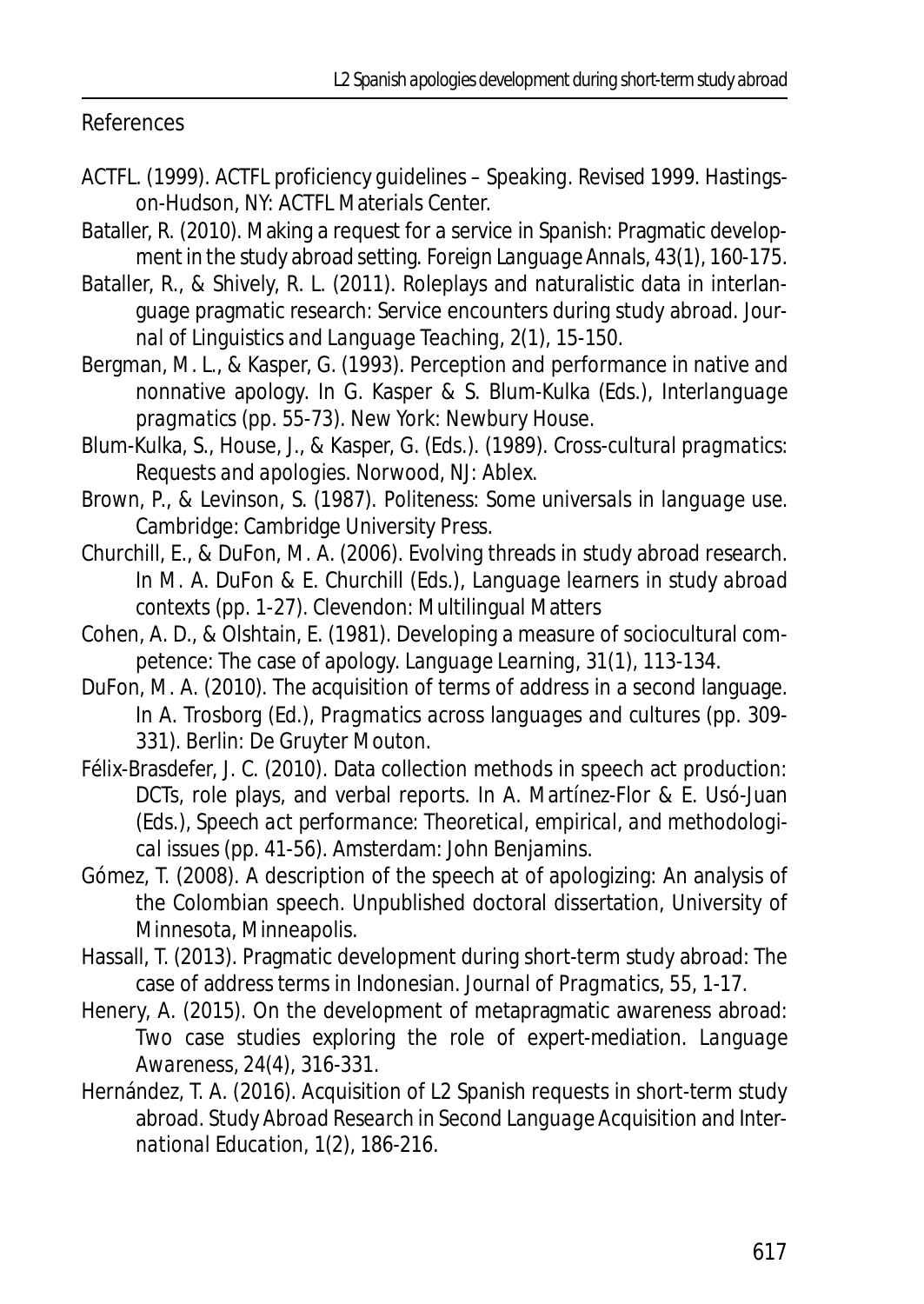## References

ACTFL. (1999). *ACTFL proficiency guidelines – Speaking*. Revised 1999. Hastings-on-Hudson, NY: ACTFL Materials Center.

Bataller, R. (2010). Making a request for a service in Spanish: Pragmatic development in the study abroad setting. *Foreign Language Annals, 43*(1), 160-175.

Bataller, R., & Shively, R. L. (2011). Roleplays and naturalistic data in interlanguage pragmatic research: Service encounters during study abroad. *Journal of Linguistics and Language Teaching, 2*(1), 15-150.

Bergman, M. L., & Kasper, G. (1993). Perception and performance in native and nonnative apology. In G. Kasper & S. Blum-Kulka (Eds.), *Interlanguage pragmatics* (pp. 55-73). New York: Newbury House.

Blum-Kulka, S., House, J., & Kasper, G. (Eds.). (1989). *Cross-cultural pragmatics: Requests and apologies*. Norwood, NJ: Ablex.

Brown, P., & Levinson, S. (1987). *Politeness: Some universals in language use*. Cambridge: Cambridge University Press.

Churchill, E., & DuFon, M. A. (2006). Evolving threads in study abroad research. In M. A. DuFon & E. Churchill (Eds.), *Language learners in study abroad contexts* (pp. 1-27). Clevendon: Multilingual Matters

Cohen, A. D., & Olshtain, E. (1981). Developing a measure of sociocultural competence: The case of apology. *Language Learning, 31*(1), 113-134.

DuFon, M. A. (2010). The acquisition of terms of address in a second language. In A. Trosborg (Ed.), *Pragmatics across languages and cultures* (pp. 309-331). Berlin: De Gruyter Mouton.

Félix-Brasdefer, J. C. (2010). Data collection methods in speech act production: DCTs, role plays, and verbal reports. In A. Martínez-Flor & E. Usó-Juan (Eds.), *Speech act performance: Theoretical, empirical, and methodological issues* (pp. 41-56). Amsterdam: John Benjamins.

Gómez, T. (2008). *A description of the speech at of apologizing: An analysis of the Colombian speech*. Unpublished doctoral dissertation, University of Minnesota, Minneapolis.

Hassall, T. (2013). Pragmatic development during short-term study abroad: The case of address terms in Indonesian. *Journal of Pragmatics, 55*, 1-17.

Henery, A. (2015). On the development of metapragmatic awareness abroad: Two case studies exploring the role of expert-mediation. *Language Awareness, 24*(4), 316-331.

Hernández, T. A. (2016). Acquisition of L2 Spanish requests in short-term study abroad. *Study Abroad Research in Second Language Acquisition and International Education, 1*(2), 186-216.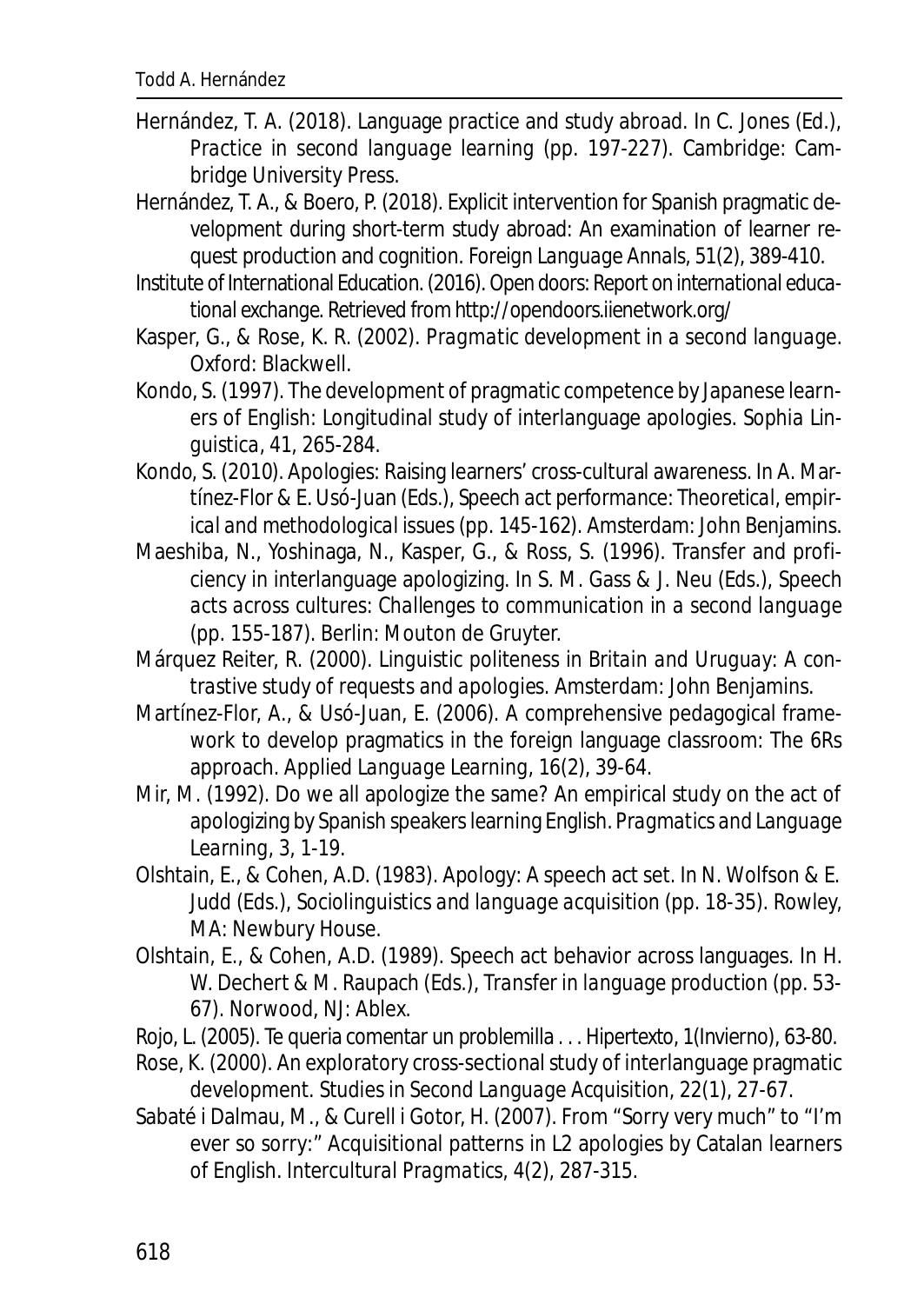Hernández, T. A. (2018). Language practice and study abroad. In C. Jones (Ed.), *Practice in second language learning* (pp. 197-227). Cambridge: Cambridge University Press.

Hernández, T. A., & Boero, P. (2018). Explicit intervention for Spanish pragmatic development during short-term study abroad: An examination of learner request production and cognition. *Foreign Language Annals*, 51(2), 389-410.

Institute of International Education. (2016). Open doors: Report on international educational exchange. Retrieved from http://opendoors.iienetwork.org/

Kasper, G., & Rose, K. R. (2002). *Pragmatic development in a second language*. Oxford: Blackwell.

Kondo, S. (1997). The development of pragmatic competence by Japanese learners of English: Longitudinal study of interlanguage apologies. *Sophia Linguistica*, 41, 265-284.

Kondo, S. (2010). Apologies: Raising learners' cross-cultural awareness. In A. Martínez-Flor & E. Usó-Juan (Eds.), *Speech act performance: Theoretical, empirical and methodological issues* (pp. 145-162). Amsterdam: John Benjamins.

Maeshiba, N., Yoshinaga, N., Kasper, G., & Ross, S. (1996). Transfer and proficiency in interlanguage apologizing. In S. M. Gass & J. Neu (Eds.), *Speech acts across cultures: Challenges to communication in a second language* (pp. 155-187). Berlin: Mouton de Gruyter.

Márquez Reiter, R. (2000). *Linguistic politeness in Britain and Uruguay: A contrastive study of requests and apologies*. Amsterdam: John Benjamins.

Martínez-Flor, A., & Usó-Juan, E. (2006). A comprehensive pedagogical framework to develop pragmatics in the foreign language classroom: The 6Rs approach. *Applied Language Learning*, 16(2), 39-64.

Mir, M. (1992). Do we all apologize the same? An empirical study on the act of apologizing by Spanish speakers learning English. *Pragmatics and Language Learning*, 3, 1-19.

Olshtain, E., & Cohen, A.D. (1983). Apology: A speech act set. In N. Wolfson & E. Judd (Eds.), *Sociolinguistics and language acquisition* (pp. 18-35). Rowley, MA: Newbury House.

Olshtain, E., & Cohen, A.D. (1989). Speech act behavior across languages. In H. W. Dechert & M. Raupach (Eds.), *Transfer in language production* (pp. 53-67). Norwood, NJ: Ablex.

Rojo, L. (2005). Te queria comentar un problemilla . . . *Hipertexto*, 1(Invierno), 63-80.

Rose, K. (2000). An exploratory cross-sectional study of interlanguage pragmatic development. *Studies in Second Language Acquisition*, 22(1), 27-67.

Sabaté i Dalmau, M., & Curell i Gotor, H. (2007). From "Sorry very much" to "I'm ever so sorry:" Acquisitional patterns in L2 apologies by Catalan learners of English. *Intercultural Pragmatics*, 4(2), 287-315.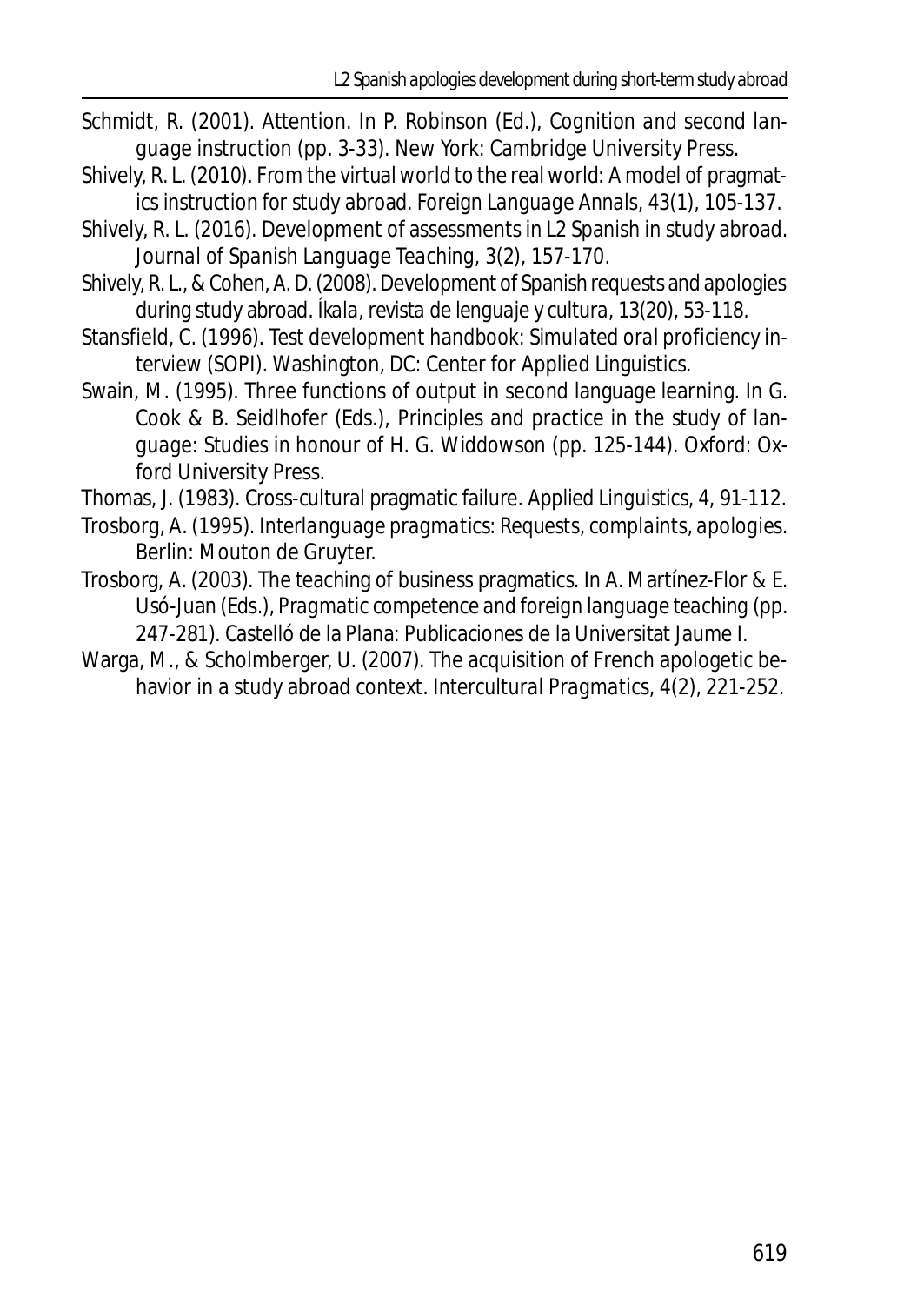Schmidt, R. (2001). Attention. In P. Robinson (Ed.), *Cognition and second language instruction* (pp. 3-33). New York: Cambridge University Press.

Shively, R. L. (2010). From the virtual world to the real world: A model of pragmatics instruction for study abroad. *Foreign Language Annals*, 43(1), 105-137.

Shively, R. L. (2016). Development of assessments in L2 Spanish in study abroad. *Journal of Spanish Language Teaching*, 3(2), 157-170.

Shively, R. L., & Cohen, A. D. (2008). Development of Spanish requests and apologies during study abroad. *Íkala, revista de lenguaje y cultura*, 13(20), 53-118.

Stansfield, C. (1996). *Test development handbook: Simulated oral proficiency interview (SOPI)*. Washington, DC: Center for Applied Linguistics.

Swain, M. (1995). Three functions of output in second language learning. In G. Cook & B. Seidlhofer (Eds.), *Principles and practice in the study of language: Studies in honour of H. G. Widdowson* (pp. 125-144). Oxford: Oxford University Press.

Thomas, J. (1983). Cross-cultural pragmatic failure. *Applied Linguistics*, 4, 91-112.

Trosborg, A. (1995). *Interlanguage pragmatics: Requests, complaints, apologies*. Berlin: Mouton de Gruyter.

Trosborg, A. (2003). The teaching of business pragmatics. In A. Martínez-Flor & E. Usó-Juan (Eds.), *Pragmatic competence and foreign language teaching* (pp. 247-281). Castelló de la Plana: Publicaciones de la Universitat Jaume I.

Warga, M., & Scholmberger, U. (2007). The acquisition of French apologetic behavior in a study abroad context. *Intercultural Pragmatics*, 4(2), 221-252.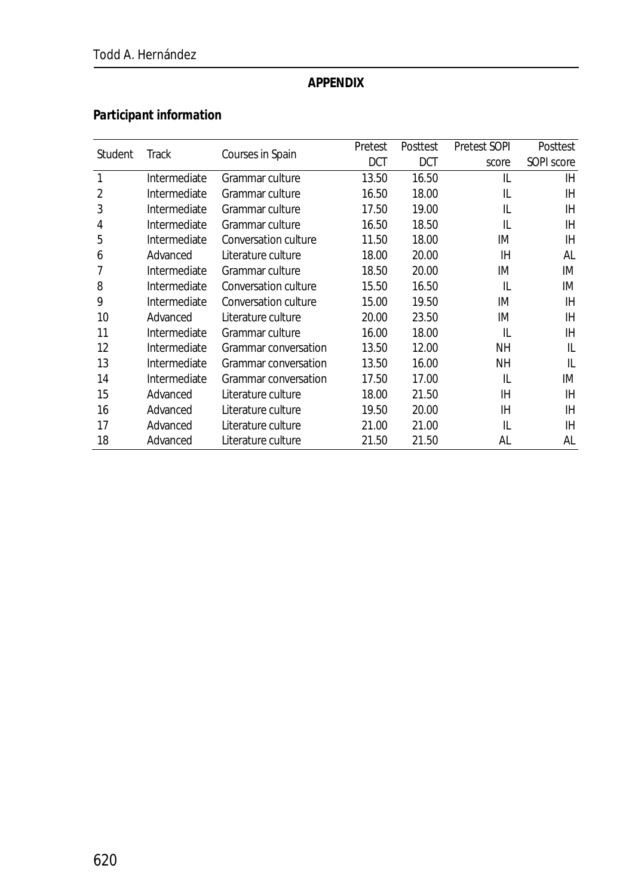## APPENDIX

### Participant information

| Student | Track | Courses in Spain | Pretest DCT | Posttest DCT | Pretest SOPI score | Posttest SOPI score |
|---|---|---|---|---|---|---|
| 1 | Intermediate | Grammar culture | 13.50 | 16.50 | IL | IH |
| 2 | Intermediate | Grammar culture | 16.50 | 18.00 | IL | IH |
| 3 | Intermediate | Grammar culture | 17.50 | 19.00 | IL | IH |
| 4 | Intermediate | Grammar culture | 16.50 | 18.50 | IL | IH |
| 5 | Intermediate | Conversation culture | 11.50 | 18.00 | IM | IH |
| 6 | Advanced | Literature culture | 18.00 | 20.00 | IH | AL |
| 7 | Intermediate | Grammar culture | 18.50 | 20.00 | IM | IM |
| 8 | Intermediate | Conversation culture | 15.50 | 16.50 | IL | IM |
| 9 | Intermediate | Conversation culture | 15.00 | 19.50 | IM | IH |
| 10 | Advanced | Literature culture | 20.00 | 23.50 | IM | IH |
| 11 | Intermediate | Grammar culture | 16.00 | 18.00 | IL | IH |
| 12 | Intermediate | Grammar conversation | 13.50 | 12.00 | NH | IL |
| 13 | Intermediate | Grammar conversation | 13.50 | 16.00 | NH | IL |
| 14 | Intermediate | Grammar conversation | 17.50 | 17.00 | IL | IM |
| 15 | Advanced | Literature culture | 18.00 | 21.50 | IH | IH |
| 16 | Advanced | Literature culture | 19.50 | 20.00 | IH | IH |
| 17 | Advanced | Literature culture | 21.00 | 21.00 | IL | IH |
| 18 | Advanced | Literature culture | 21.50 | 21.50 | AL | AL |